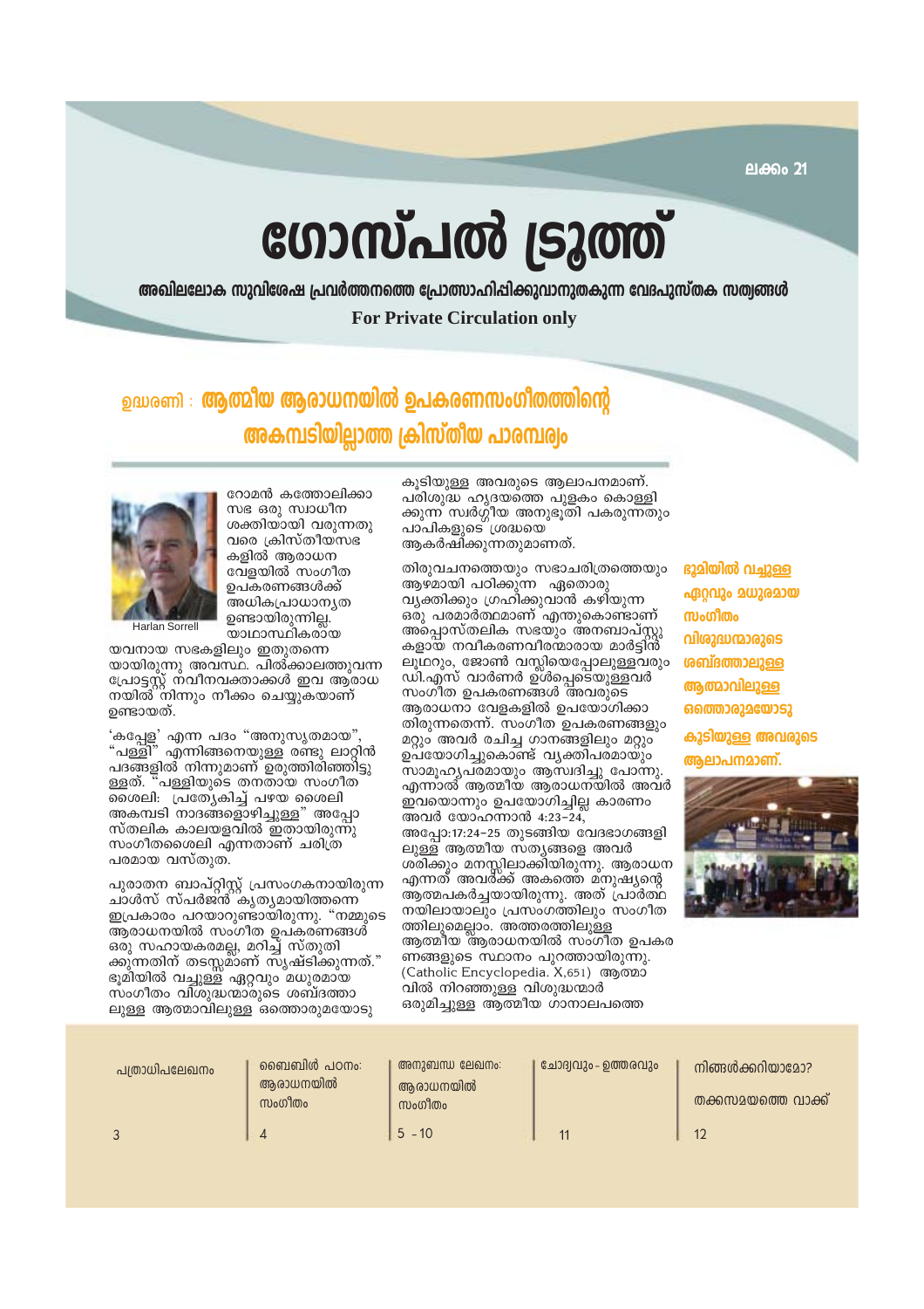ലക്കം 21

# ഗോസ്പൽ ട്രൂത്ത്

**അഖിലലോക സുവിശേഷ പ്രവർത്തനത്തെ പ്രോത്സാഹിപ്പിക്കുവാനുതകുന്ന വേദപുസ്തക സത്യങ്ങൾ**

**For Private Circulation only**

## ഉദ്ധരണി : ആത്മീയ ആരാധനയിൽ ഉപകരണസംഗീതത്തിന്റെ അകമ്പടിയില്ലാത്ത ക്രിസ്തീയ പാരമ്പര്യം

Harlan Sorrell

റോമൻ കത്തോലിക്കാ സഭ ഒരു സ്വാധീന ശക്തിയായി വരുന്നതു വരെ ക്രിസ്തീയസഭകളിൽ ആരാധന വേളയിൽ സംഗീത ഉപകരണങ്ങൾക്ക് അധികപ്രാധാന്യത ഉണ്ടായിരുന്നില്ല. യാഥാസ്ഥികരായ യവനായ സഭകളിലും ഇതുതന്നെ യായിരുന്നു അവസ്ഥ. പിൽക്കാലത്തുവന്ന പ്രോട്ടസ്റ്റ് നവീനവക്താക്കൾ ഇവ ആരാധനയിൽ നിന്നും നീക്കം ചെയ്യുകയാണ് ഉണ്ടായത്.

'കപ്പേള' എന്ന പദം "അനുസൃതമായ", "പള്ളി" എന്നിങ്ങനെയുള്ള രണ്ടു ലാറ്റിൻ പദങ്ങളിൽ നിന്നുമാണ് ഉരുത്തിരിഞ്ഞിട്ടുള്ളത്. "പള്ളിയുടെ തനതായ സംഗീതശൈലി: പ്രത്യേകിച്ച് പഴയ ശൈലി അകമ്പടി നാദങ്ങളൊഴിച്ചുള്ള" അപ്പോസ്തലിക കാലയളവിൽ ഇതായിരുന്നു സംഗീതശൈലി എന്നതാണ് ചരിത്രപരമായ വസ്തുത.

പുരാതന ബാപ്റ്റിസ്റ്റ് പ്രസംഗകനായിരുന്ന ചാൾസ് സ്പർജൻ കൃത്യമായിത്തന്നെ ഇപ്രകാരം പറയാറുണ്ടായിരുന്നു. "നമ്മുടെ ആരാധനയിൽ സംഗീത ഉപകരണങ്ങൾ ഒരു സഹായകരമല്ല, മറിച്ച് സ്തുതിക്കുന്നതിന് തടസ്സമാണ് സൃഷ്ടിക്കുന്നത്." ഭൂമിയിൽ വച്ചുള്ള ഏറ്റവും മധുരമായ സംഗീതം വിശുദ്ധന്മാരുടെ ശബ്ദത്താലുള്ള ആത്മാവിലുള്ള ഒത്തൊരുമയോടു കൂടിയുള്ള അവരുടെ ആലാപനമാണ്. പരിശുദ്ധ ഹൃദയത്തെ പുളകം കൊള്ളിക്കുന്ന സ്വർഗ്ഗീയ അനുഭൂതി പകരുന്നതും പാപികളുടെ ശ്രദ്ധയെ ആകർഷിക്കുന്നതുമാണത്.

തിരുവചനത്തെയും സഭാചരിത്രത്തെയും ആഴമായി പഠിക്കുന്ന ഏതൊരു വ്യക്തിക്കും ഗ്രഹിക്കുവാൻ കഴിയുന്ന ഒരു പരമാർത്ഥമാണ് എന്തുകൊണ്ടാണ് അപ്പൊസ്തലിക സഭയും അനബാപ്റ്റിസ്റ്റുകളായ നവീകരണവീരന്മാരായ മാർട്ടിൻ ലൂഥറും, ജോൺ വസ്ലിയെപ്പോലുള്ളവരും ഡി.എസ് വാർണർ ഉൾപ്പെടെയുള്ളവർ സംഗീത ഉപകരണങ്ങൾ അവരുടെ ആരാധനാ വേളകളിൽ ഉപയോഗിക്കാതിരുന്നതെന്ന്. സംഗീത ഉപകരണങ്ങളും മറ്റും അവർ രചിച്ച ഗാനങ്ങളിലും മറ്റും ഉപയോഗിച്ചുകൊണ്ട് വ്യക്തിപരമായും സാമൂഹ്യപരമായും ആസ്വദിച്ചു പോന്നു. എന്നാൽ ആത്മീയ ആരാധനയിൽ അവർ ഇവയൊന്നും ഉപയോഗിച്ചില്ല കാരണം അവർ യോഹന്നാൻ 4:23-24, അപ്പോ:17:24-25 തുടങ്ങിയ വേദഭാഗങ്ങളിലുള്ള ആത്മീയ സത്യങ്ങളെ അവർ ശരിക്കും മനസ്സിലാക്കിയിരുന്നു. ആരാധന എന്നത് അവർക്ക് അകത്തെ മനുഷ്യന്റെ ആത്മപകർച്ചയായിരുന്നു. അത് പ്രാർത്ഥനയിലായാലും പ്രസംഗത്തിലും സംഗീതത്തിലുമെല്ലാം. അത്തരത്തിലുള്ള ആത്മീയ ആരാധനയിൽ സംഗീത ഉപകരണങ്ങളുടെ സ്ഥാനം പുറത്തായിരുന്നു. (Catholic Encyclopedia. X,651) ആത്മാവിൽ നിറഞ്ഞുള്ള വിശുദ്ധന്മാർ ഒരുമിച്ചുള്ള ആത്മീയ ഗാനാലപത്തെ

**ഭൂമിയിൽ വച്ചുള്ള ഏറ്റവും മധുരമായ സംഗീതം വിശുദ്ധന്മാരുടെ ശബ്ദത്താലുള്ള ആത്മാവിലുള്ള ഒത്തൊരുമയോടു കൂടിയുള്ള അവരുടെ ആലാപനമാണ്.**

| പത്രാധിപലേഖനം | ബൈബിൾ പഠനം: ആരാധനയിൽ സംഗീതം | അനുബന്ധ ലേഖനം: ആരാധനയിൽ സംഗീതം | ചോദ്യവും - ഉത്തരവും | നിങ്ങൾക്കറിയാമോ? തക്കസമയത്തെ വാക്ക് |
|---|---|---|---|---|
| 3 | 4 | 5 - 10 | 11 | 12 |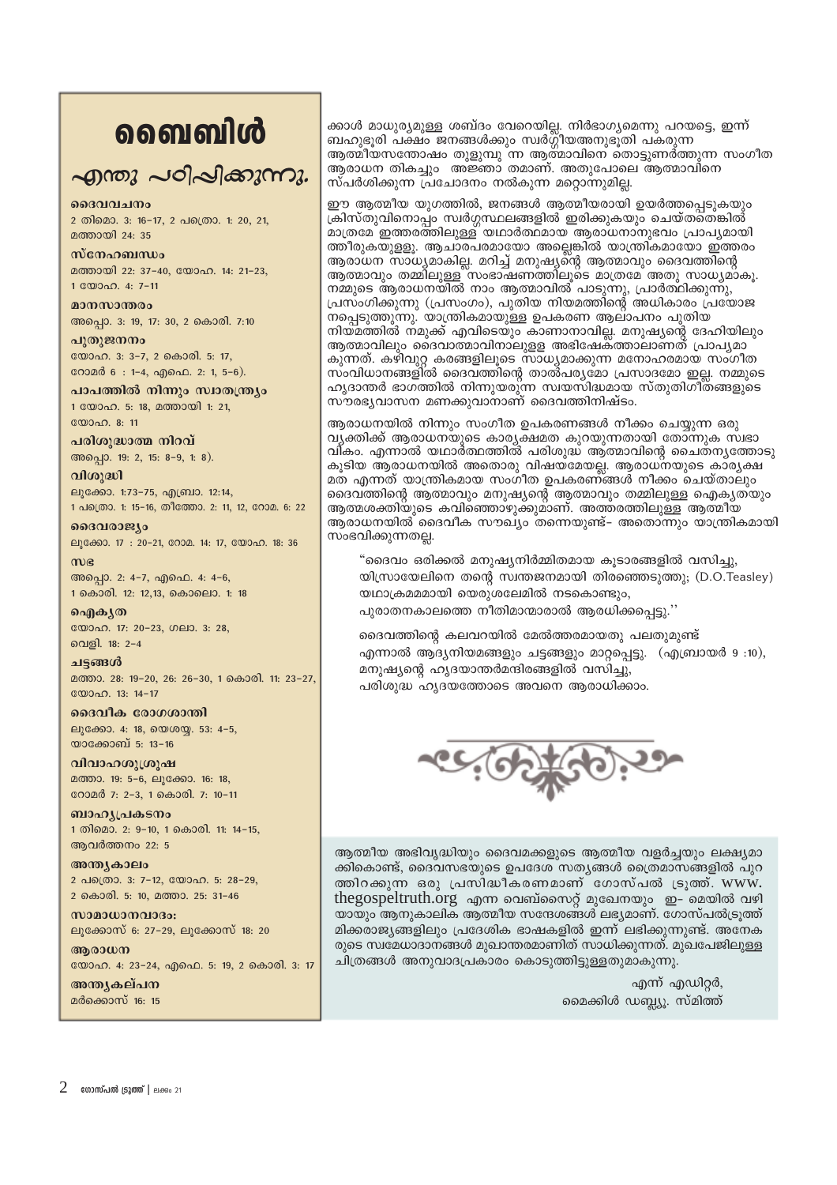# ബൈബിൾ

## എന്തു പഠിപ്പിക്കുന്നു.

**ദൈവവചനം**
2 തിമൊ. 3: 16–17, 2 പത്രൊ. 1: 20, 21, മത്തായി 24: 35

**സ്നേഹബന്ധം**
മത്തായി 22: 37–40, യോഹ. 14: 21–23, 1 യോഹ. 4: 7–11

**മാനസാന്തരം**
അപ്പൊ. 3: 19, 17: 30, 2 കൊരി. 7:10

**പുതുജനനം**
യോഹ. 3: 3–7, 2 കൊരി. 5: 17, റോമർ 6 : 1–4, എഫെ. 2: 1, 5–6).

**പാപത്തിൽ നിന്നും സ്വാതന്ത്ര്യം**
1 യോഹ. 5: 18, മത്തായി 1: 21, യോഹ. 8: 11

**പരിശുദ്ധാത്മ നിറവ്**
അപ്പൊ. 19: 2, 15: 8–9, 1: 8).

**വിശുദ്ധി**
ലൂക്കോ. 1:73–75, എബ്രാ. 12:14, 1 പത്രൊ. 1: 15–16, തീത്തോ. 2: 11, 12, റോമ. 6: 22

**ദൈവരാജ്യം**
ലൂക്കോ. 17 : 20–21, റോമ. 14: 17, യോഹ. 18: 36

**സഭ**
അപ്പൊ. 2: 4–7, എഫെ. 4: 4–6, 1 കൊരി. 12: 12,13, കൊലൊ. 1: 18

**ഐക്യത**
യോഹ. 17: 20–23, ഗലാ. 3: 28, വെളി. 18: 2–4

**ചട്ടങ്ങൾ**
മത്താ. 28: 19–20, 26: 26–30, 1 കൊരി. 11: 23–27, യോഹ. 13: 14–17

**ദൈവീക രോഗശാന്തി**
ലൂക്കോ. 4: 18, യെശയ്യ. 53: 4–5, യാക്കോബ് 5: 13–16

**വിവാഹശുശ്രൂഷ**
മത്താ. 19: 5–6, ലൂക്കോ. 16: 18, റോമർ 7: 2–3, 1 കൊരി. 7: 10–11

**ബാഹ്യപ്രകടനം**
1 തിമൊ. 2: 9–10, 1 കൊരി. 11: 14–15, ആവർത്തനം 22: 5

**അന്ത്യകാലം**
2 പത്രൊ. 3: 7–12, യോഹ. 5: 28–29, 2 കൊരി. 5: 10, മത്താ. 25: 31–46

**സമാധാനവാദം:**
ലൂക്കോസ് 6: 27–29, ലൂക്കോസ് 18: 20

**ആരാധന**
യോഹ. 4: 23–24, എഫെ. 5: 19, 2 കൊരി. 3: 17

**അന്ത്യകല്പന**
മർക്കൊസ് 16: 15

ക്കാൾ മാധുര്യമുള്ള ശബ്ദം വേറെയില്ല. നിർഭാഗ്യമെന്നു പറയട്ടെ, ഇന്ന് ബഹുഭൂരി പക്ഷം ജനങ്ങൾക്കും സ്വർഗ്ഗീയഅനുഭൂതി പകരുന്ന ആത്മീയസന്തോഷം തുളുമ്പു ന്ന ആത്മാവിനെ തൊട്ടുണർത്തുന്ന സംഗീത ആരാധന തികച്ചും അജ്ഞാ തമാണ്. അതുപോലെ ആത്മാവിനെ സ്പർശിക്കുന്ന പ്രചോദനം നൽകുന്ന മറ്റൊന്നുമില്ല.

ഈ ആത്മീയ യുഗത്തിൽ, ജനങ്ങൾ ആത്മീയരായി ഉയർത്തപ്പെടുകയും ക്രിസ്തുവിനൊപ്പം സ്വർഗ്ഗസ്ഥലങ്ങളിൽ ഇരിക്കുകയും ചെയ്തതെങ്കിൽ മാത്രമേ ഇത്തരത്തിലുള്ള യഥാർത്ഥമായ ആരാധനാനുഭവം പ്രാപ്യമായി ത്തീരുകയുള്ളൂ. ആചാരപരമായോ അല്ലെങ്കിൽ യാന്ത്രികമായോ ഇത്തരം ആരാധന സാധ്യമാകില്ല. മറിച്ച് മനുഷ്യന്റെ ആത്മാവും ദൈവത്തിന്റെ ആത്മാവും തമ്മിലുള്ള സംഭാഷണത്തിലൂടെ മാത്രമേ അതു സാധ്യമാകൂ. നമ്മുടെ ആരാധനയിൽ നാം ആത്മാവിൽ പാടുന്നു, പ്രാർത്ഥിക്കുന്നു, പ്രസംഗിക്കുന്നു (പ്രസംഗം), പുതിയ നിയമത്തിന്റെ അധികാരം പ്രയോജ നപ്പെടുത്തുന്നു. യാന്ത്രികമായുള്ള ഉപകരണ ആലാപനം പുതിയ നിയമത്തിൽ നമുക്ക് എവിടെയും കാണാനാവില്ല. മനുഷ്യന്റെ ദേഹിയിലും ആത്മാവിലും ദൈവാത്മാവിനാലുള്ള അഭിഷേകത്താലാണത് പ്രാപ്യമാ കുന്നത്. കഴിവുറ്റ കരങ്ങളിലൂടെ സാധ്യമാകുന്ന മനോഹരമായ സംഗീത സംവിധാനങ്ങളിൽ ദൈവത്തിന്റെ താൽപര്യമോ പ്രസാദമോ ഇല്ല. നമ്മുടെ ഹൃദാന്തർ ഭാഗത്തിൽ നിന്നുയരുന്ന സ്വയസിദ്ധമായ സ്തുതിഗീതങ്ങളുടെ സൗരഭ്യവാസന മണക്കുവാനാണ് ദൈവത്തിനിഷ്ടം.

ആരാധനയിൽ നിന്നും സംഗീത ഉപകരണങ്ങൾ നീക്കം ചെയ്യുന്ന ഒരു വ്യക്തിക്ക് ആരാധനയുടെ കാര്യക്ഷമത കുറയുന്നതായി തോന്നുക സ്വഭാ വികം. എന്നാൽ യഥാർത്ഥത്തിൽ പരിശുദ്ധ ആത്മാവിന്റെ ചൈതന്യത്തോടു കൂടിയ ആരാധനയിൽ അതൊരു വിഷയമേയല്ല. ആരാധനയുടെ കാര്യക്ഷ മത എന്നത് യാന്ത്രികമായ സംഗീത ഉപകരണങ്ങൾ നീക്കം ചെയ്താലും ദൈവത്തിന്റെ ആത്മാവും മനുഷ്യന്റെ ആത്മാവും തമ്മിലുള്ള ഐക്യതയും ആത്മശക്തിയുടെ കവിഞ്ഞൊഴുക്കുമാണ്. അത്തരത്തിലുള്ള ആത്മീയ ആരാധനയിൽ ദൈവിക സൗഖ്യം തന്നെയുണ്ട്– അതൊന്നും യാന്ത്രികമായി സംഭവിക്കുന്നതല്ല.

> "ദൈവം ഒരിക്കൽ മനുഷ്യനിർമ്മിതമായ കൂടാരങ്ങളിൽ വസിച്ചു,
> യിസ്രായേലിനെ തന്റെ സ്വന്തജനമായി തിരഞ്ഞെടുത്തു; (D.O.Teasley)
> യഥാക്രമമമായി യെരുശലേമിൽ നടകൊണ്ടും,
> പുരാതനകാലത്തെ നീതിമാന്മാരാൽ ആരധിക്കപ്പെട്ടു.''
>
> ദൈവത്തിന്റെ കലവറയിൽ മേൽത്തരമായതു പലതുമുണ്ട്
> എന്നാൽ ആദ്യനിയമങ്ങളും ചട്ടങ്ങളും മാറ്റപ്പെട്ടു. (എബ്രായർ 9 :10),
> മനുഷ്യന്റെ ഹൃദയാന്തർമന്ദിരങ്ങളിൽ വസിച്ചു,
> പരിശുദ്ധ ഹൃദയത്തോടെ അവനെ ആരാധിക്കാം.

ആത്മീയ അഭിവൃദ്ധിയും ദൈവമക്കളുടെ ആത്മീയ വളർച്ചയും ലക്ഷ്യമാ ക്കികൊണ്ട്, ദൈവസഭയുടെ ഉപദേശ സത്യങ്ങൾ ത്രൈമാസങ്ങളിൽ പുറ ത്തിറക്കുന്ന ഒരു പ്രസിദ്ധീകരണമാണ് ഗോസ്പൽ ട്രൂത്ത്. www. thegospeltruth.org എന്ന വെബ്സൈറ്റ് മുഖേനയും ഇ– മെയിൽ വഴി യായും ആനുകാലിക ആത്മീയ സന്ദേശങ്ങൾ ലഭ്യമാണ്. ഗോസ്പൽട്രൂത്ത് മിക്കരാജ്യങ്ങളിലും പ്രദേശിക ഭാഷകളിൽ ഇന്ന് ലഭിക്കുന്നുണ്ട്. അനേക രുടെ സ്വമേധാദാനങ്ങൾ മുഖാന്തരമാണിത് സാധിക്കുന്നത്. മുഖപേജിലുള്ള ചിത്രങ്ങൾ അനുവാദപ്രകാരം കൊടുത്തിട്ടുള്ളതുമാകുന്നു.

എന്ന് എഡിറ്റർ,
മൈക്കിൾ ഡബ്ല്യു. സ്മിത്ത്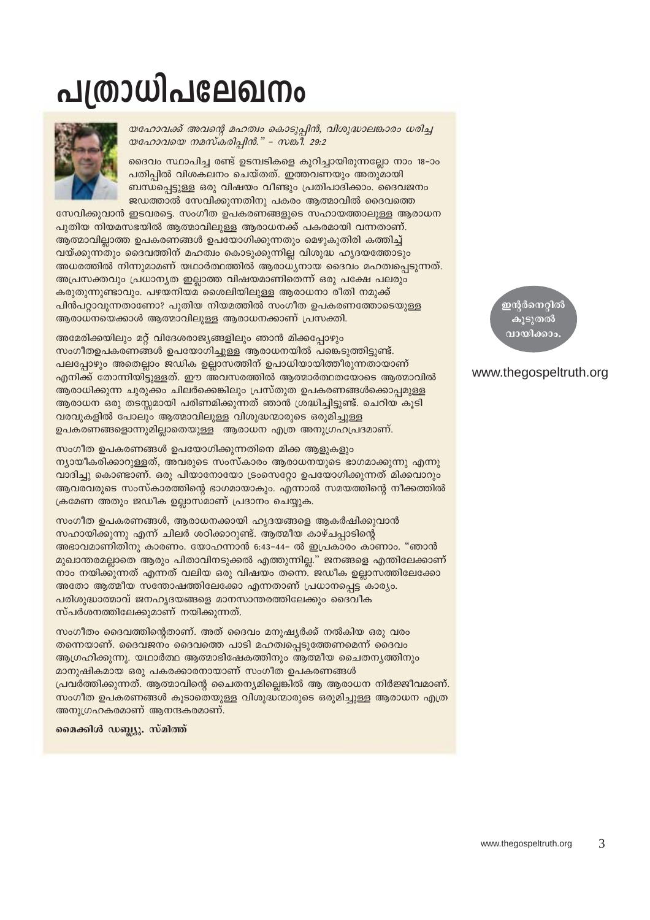# പത്രാധിപലേഖനം

*യഹോവക്ക് അവന്റെ മഹത്വം കൊടുപ്പിൻ, വിശുദ്ധാലങ്കാരം ധരിച്ച യഹോവയെ നമസ്കരിപ്പിൻ." – സങ്കീ. 29:2*

ദൈവം സ്ഥാപിച്ച രണ്ട് ഉടമ്പടികളെ കുറിച്ചായിരുന്നല്ലോ നാം 18–ാം പതിപ്പിൽ വിശകലനം ചെയ്തത്. ഇത്തവണയും അതുമായി ബന്ധപ്പെട്ടുള്ള ഒരു വിഷയം വീണ്ടും പ്രതിപാദിക്കാം. ദൈവജനം ജഡത്താൽ സേവിക്കുന്നതിനു പകരം ആത്മാവിൽ ദൈവത്തെ സേവിക്കുവാൻ ഇടവരട്ടെ. സംഗീത ഉപകരണങ്ങളുടെ സഹായത്താലുള്ള ആരാധന പുതിയ നിയമസഭയിൽ ആത്മാവിലുള്ള ആരാധനക്ക് പകരമായി വന്നതാണ്. ആത്മാവില്ലാത്ത ഉപകരണങ്ങൾ ഉപയോഗിക്കുന്നതും മെഴുകുതിരി കത്തിച്ച് വയ്ക്കുന്നതും ദൈവത്തിന് മഹത്വം കൊടുക്കുന്നില്ല വിശുദ്ധ ഹൃദയത്തോടും അധരത്തിൽ നിന്നുമാമണ് യഥാർത്ഥത്തിൽ ആരാധ്യനായ ദൈവം മഹത്വപ്പെടുന്നത്. അപ്രസക്തവും പ്രധാന്യത ഇല്ലാത്ത വിഷയമാണിതെന്ന് ഒരു പക്ഷേ പലരും കരുതുന്നുണ്ടാവും. പഴയനിയമ ശൈലിയിലുള്ള ആരാധനാ രീതി നമുക്ക് പിൻപറ്റാവുന്നതാണോ? പുതിയ നിയമത്തിൽ സംഗീത ഉപകരണത്തോടെയുള്ള ആരാധനയെക്കാൾ ആത്മാവിലുള്ള ആരാധനക്കാണ് പ്രസക്തി.

അമേരിക്കയിലും മറ്റ് വിദേശരാജ്യങ്ങളിലും ഞാൻ മിക്കപ്പോഴും സംഗീതഉപകരണങ്ങൾ ഉപയോഗിച്ചുള്ള ആരാധനയിൽ പങ്കെടുത്തിട്ടുണ്ട്. പലപ്പോഴും അതെല്ലാം ജഡിക ഉല്ലാസത്തിന് ഉപാധിയായിത്തീരുന്നതായാണ് എനിക്ക് തോന്നിയിട്ടുള്ളത്. ഈ അവസരത്തിൽ ആത്മാർത്ഥതയോടെ ആത്മാവിൽ ആരാധിക്കുന്ന ചുരുക്കം ചിലർക്കെങ്കിലും പ്രസ്തുത ഉപകരണങ്ങൾക്കൊപ്പമുള്ള ആരാധന ഒരു തടസ്സമായി പരിണമിക്കുന്നത് ഞാൻ ശ്രദ്ധിച്ചിട്ടുണ്ട്. ചെറിയ കൂടി വരവുകളിൽ പോലും ആത്മാവിലുള്ള വിശുദ്ധന്മാരുടെ ഒരുമിച്ചുള്ള ഉപകരണങ്ങളൊന്നുമില്ലാതെയുള്ള ആരാധന എത്ര അനുഗ്രഹപ്രദമാണ്.

സംഗീത ഉപകരണങ്ങൾ ഉപയോഗിക്കുന്നതിനെ മിക്ക ആളുകളും ന്യായീകരിക്കാറുള്ളത്, അവരുടെ സംസ്കാരം ആരാധനയുടെ ഭാഗമാക്കുന്നു എന്നു വാദിച്ചു കൊണ്ടാണ്. ഒരു പിയാനോയോ ട്രംസെറ്റോ ഉപയോഗിക്കുന്നത് മിക്കവാറും ആവരവരുടെ സംസ്കാരത്തിന്റെ ഭാഗമായാകും. എന്നാൽ സമയത്തിന്റെ നീക്കത്തിൽ ക്രമേണ അതും ജഡീക ഉല്ലാസമാണ് പ്രദാനം ചെയ്യുക.

സംഗീത ഉപകരണങ്ങൾ, ആരാധനക്കായി ഹൃദയങ്ങളെ ആകർഷിക്കുവാൻ സഹായിക്കുന്നു എന്ന് ചിലർ ശഠിക്കാറുണ്ട്. ആത്മീയ കാഴ്ചപ്പാടിന്റെ അഭാവമാണിതിനു കാരണം. യോഹന്നാൻ 6:43–44– ൽ ഇപ്രകാരം കാണാം. "ഞാൻ മുഖാന്തരമല്ലാതെ ആരും പിതാവിനടുക്കൽ എത്തുന്നില്ല." ജനങ്ങളെ എന്തിലേക്കാണ് നാം നയിക്കുന്നത് എന്നത് വലിയ ഒരു വിഷയം തന്നെ. ജഡീക ഉല്ലാസത്തിലേക്കോ അതോ ആത്മീയ സന്തോഷത്തിലേക്കോ എന്നതാണ് പ്രധാനപ്പെട്ട കാര്യം. പരിശുദ്ധാത്മാവ് ജനഹൃദയങ്ങളെ മാനസാന്തരത്തിലേക്കും ദൈവീക സ്പർശനത്തിലേക്കുമാണ് നയിക്കുന്നത്.

സംഗീതം ദൈവത്തിന്റേതാണ്. അത് ദൈവം മനുഷ്യർക്ക് നൽകിയ ഒരു വരം തന്നെയാണ്. ദൈവജനം ദൈവത്തെ പാടി മഹത്വപ്പെടുത്തേണമെന്ന് ദൈവം ആഗ്രഹിക്കുന്നു. യഥാർത്ഥ ആത്മാഭിഷേകത്തിനും ആത്മീയ ചൈതന്യത്തിനും മാനുഷികമായ ഒരു പകരക്കാരനായാണ് സംഗീത ഉപകരണങ്ങൾ പ്രവർത്തിക്കുന്നത്. ആത്മാവിന്റെ ചൈതന്യമില്ലെങ്കിൽ ആ ആരാധന നിർജ്ജീവമാണ്. സംഗീത ഉപകരണങ്ങൾ കൂടാതെയുള്ള വിശുദ്ധന്മാരുടെ ഒരുമിച്ചുള്ള ആരാധന എത്ര അനുഗ്രഹകരമാണ് ആനന്ദകരമാണ്.

**മൈക്കിൾ ഡബ്ല്യു. സ്മിത്ത്**

ഇന്റർനെറ്റിൽ കൂടുതൽ വായിക്കാം.

www.thegospeltruth.org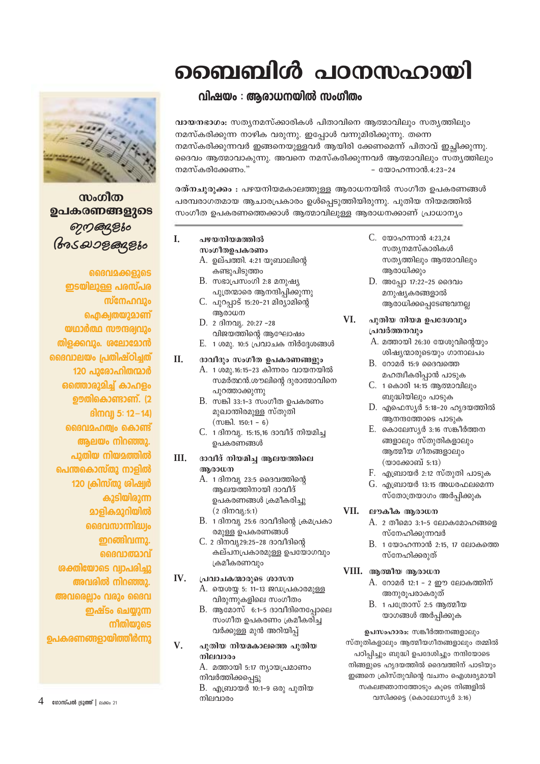# ബൈബിൾ പഠനസഹായി

## വിഷയം : ആരാധനയിൽ സംഗീതം

**വായനഭാഗം:** സത്യനമസ്ക്കാരികൾ പിതാവിനെ ആത്മാവിലും സത്യത്തിലും നമസ്കരിക്കുന്ന നാഴിക വരുന്നു. ഇപ്പോൾ വന്നുമിരിക്കുന്നു. തന്നെ നമസ്കരിക്കുന്നവർ ഇങ്ങനെയുള്ളവർ ആയിരി ക്കേണമെന്ന് പിതാവ് ഇച്ഛിക്കുന്നു. ദൈവം ആത്മാവാകുന്നു. അവനെ നമസ്കരിക്കുന്നവർ ആത്മാവിലും സത്യത്തിലും നമസ്കരിക്കേണം." - യോഹന്നാൻ.4:23–24

**രത്നചുരുക്കം :** പഴയനിയമകാലത്തുള്ള ആരാധനയിൽ സംഗീത ഉപകരണങ്ങൾ പരമ്പരാഗതമായ ആചാരപ്രകാരം ഉൾപ്പെടുത്തിയിരുന്നു. പുതിയ നിയമത്തിൽ സംഗീത ഉപകരണത്തെക്കാൾ ആത്മാവിലുള്ള ആരാധനക്കാണ് പ്രാധാന്യം

**I. പഴയനിയമത്തിൽ സംഗീതഉപകരണം**

A. ഉല്പത്തി. 4:21 യൂബാലിന്റെ കണ്ടുപിടുത്തം
B. സഭാപ്രസംഗി 2:8 മനുഷ്യ പുത്രന്മാരെ ആനന്ദിപ്പിക്കുന്നു
C. പുറപ്പാട് 15:20–21 മിര്യാമിന്റെ ആരാധന
D. 2 ദിനവൃ. 20:27 –28 വിജയത്തിന്റെ ആഘോഷം
E. 1 ശമു. 10:5 പ്രവാചക നിർദ്ദേശങ്ങൾ

**II. ദാവീദും സംഗീത ഉപകരണങ്ങളും**

A. 1 ശമു.16:15–23 കിന്നരം വായനയിൽ സമർത്ഥൻ.ശൗലിന്റെ ദുരാത്മാവിനെ പുറത്താക്കുന്നു
B. സങ്കി 33:1–3 സംഗീത ഉപകരണം മുഖാന്തിരമുള്ള സ്തുതി (സങ്കി. 150:1 – 6)
C. 1 ദിനവൃ. 15:15,16 ദാവീദ് നിയമിച്ച ഉപകരണങ്ങൾ

**III. ദാവീദ് നിയമിച്ച ആലയത്തിലെ ആരാധന**

A. 1 ദിനവൃ 23:5 ദൈവത്തിന്റെ ആലയത്തിനായി ദാവീദ് ഉപകരണങ്ങൾ ക്രമീകരിച്ചു (2 ദിനവൃ:5:1)
B. 1 ദിനവൃ 25:6 ദാവീദിന്റെ ക്രമപ്രകാരമുള്ള ഉപകരണങ്ങൾ
C. 2 ദിനവൃ29:25–28 ദാവീദിന്റെ കല്പനപ്രകാരമുള്ള ഉപയോഗവും ക്രമീകരണവും

**IV. പ്രവാചകന്മാരുടെ ശാസന**

A. യെശയ്യ 5: 11–13 ജഡപ്രകാരമുള്ള വിരുന്നുകളിലെ സംഗീതം
B. ആമോസ് 6:1–5 ദാവീദിനെപ്പോലെ സംഗീത ഉപകരണം ക്രമീകരിച്ച വർക്കുള്ള മുൻ അറിയിപ്പ്

**V. പുതിയ നിയമകാലത്തെ പുതിയ നിലവാരം**

A. മത്തായി 5:17 ന്യായപ്രമാണം നിവർത്തിക്കപ്പെട്ടു
B. എബ്രായർ 10:1–9 ഒരു പുതിയ നിലവാരം
C. യോഹന്നാൻ 4:23,24 സത്യനമസ്കാരികൾ സത്യത്തിലും ആത്മാവിലും ആരാധിക്കും
D. അപ്പോ 17:22–25 ദൈവം മനുഷ്യകരങ്ങളാൽ ആരാധിക്കപ്പെടേണ്ടവനല്ല

**VI. പുതിയ നിയമ ഉപദേശവും പ്രവർത്തനവും**

A. മത്തായി 26:30 യേശുവിന്റെയും ശിഷ്യന്മാരുടെയും ഗാനാലപം
B. റോമർ 15:9 ദൈവത്തെ മഹത്വീകരിപ്പാൻ പാടുക
C. 1 കൊരി 14:15 ആത്മാവിലും ബുദ്ധിയിലും പാടുക
D. എഫെസ്യർ 5:18–20 ഹൃദയത്തിൽ ആനന്ദത്തോടെ പാടുക
E. കൊലേസ്യർ 3:16 സങ്കീർത്തനങ്ങളാലും സ്തുതികളാലും ആത്മീയ ഗീതങ്ങളാലും (യാക്കോബ് 5:13)
F. എബ്രായർ 2:12 സ്തുതി പാടുക
G. എബ്രായർ 13:15 അധരഫലമെന്ന സ്തോത്രയാഗം അർപ്പിക്കുക

**VII. ലൗകീക ആരാധന**

A. 2 തീമൊ 3:1–5 ലോകമോഹങ്ങളെ സ്നേഹിക്കുന്നവർ
B. 1 യോഹന്നാൻ 2:15, 17 ലോകത്തെ സ്നേഹിക്കരുത്

**VIII. ആത്മീയ ആരാധന**

A. റോമർ 12:1 – 2 ഈ ലോകത്തിന് അനുരൂപരാകരുത്
B. 1 പത്രോസ് 2:5 ആത്മീയ യാഗങ്ങൾ അർപ്പിക്കുക

**ഉപസംഹാരം:** സങ്കീർത്തനങ്ങളാലും സ്തുതികളാലും ആത്മീയഗീതങ്ങളാലും തമ്മിൽ പഠിപ്പിച്ചും ബുദ്ധി ഉപദേശിച്ചും നന്ദിയോടെ നിങ്ങളുടെ ഹൃദയത്തിൽ ദൈവത്തിന് പാടിയും ഇങ്ങനെ ക്രിസ്തുവിന്റെ വചനം ഐശ്വര്യമായി സകലജ്ഞാനത്തോടും കൂടെ നിങ്ങളിൽ വസിക്കട്ടെ (കൊലോസ്യർ 3:16)

---

**സംഗീത ഉപകരണങ്ങളുടെ ഗുണങ്ങളും ദോഷങ്ങളും**

ദൈവമക്കളുടെ ഇടയിലുള്ള പരസ്പര സ്നേഹവും ഐക്യതയുമാണ് യഥാർത്ഥ സൗന്ദര്യവും തിളക്കവും. ശലോമോൻ ദൈവാലയം പ്രതിഷ്ഠിച്ചത് 120 പുരോഹിതന്മാർ ഒത്തൊരുമിച്ച് കാഹളം ഊതികൊണ്ടാണ്. (2 ദിനവൃ 5: 12–14) ദൈവമഹത്വം കൊണ്ട് ആലയം നിറഞ്ഞു. പുതിയ നിയമത്തിൽ പെന്തകൊസ്തു നാളിൽ 120 ക്രിസ്തു ശിഷ്യർ കൂടിയിരുന്ന മാളികമുറിയിൽ ദൈവസാന്നിദ്ധ്യം ഇറങ്ങിവന്നു. ദൈവാത്മാവ് ശക്തിയോടെ വ്യാപരിച്ചു അവരിൽ നിറഞ്ഞു. അവരെല്ലാം വരും ദൈവ ഇഷ്ടം ചെയ്യുന്ന നീതിയുടെ ഉപകരണങ്ങളായിത്തീർന്നു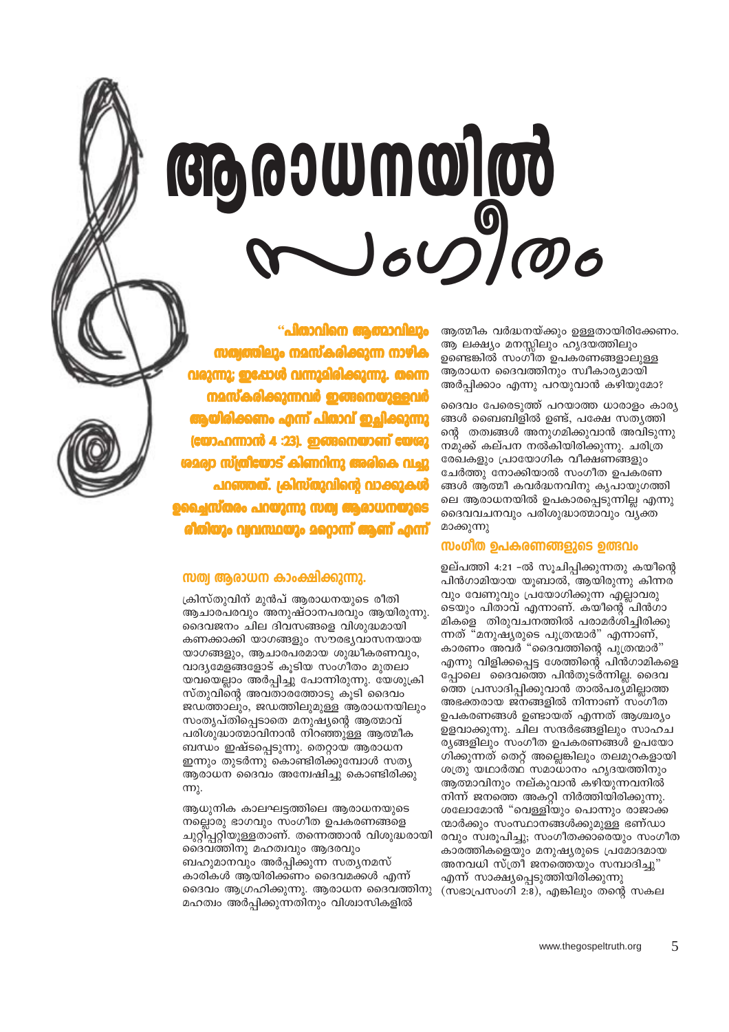# ആരാധനയിൽ സംഗീതം

**"പിതാവിനെ ആത്മാവിലും സത്യത്തിലും നമസ്കരിക്കുന്ന നാഴിക വരുന്നു; ഇപ്പോൾ വന്നുമിരിക്കുന്നു. തന്നെ നമസ്കരിക്കുന്നവർ ഇങ്ങനെയുള്ളവർ ആയിരിക്കണം എന്ന് പിതാവ് ഇച്ഛിക്കുന്നു (യോഹന്നാൻ 4 :23). ഇങ്ങനെയാണ് യേശു ശമര്യാ സ്ത്രീയോട് കിണറിനു അരികെ വച്ചു പറഞ്ഞത്. ക്രിസ്തുവിന്റെ വാക്കുകൾ ഉച്ചൈസ്തരം പറയുന്നു സത്യ ആരാധനയുടെ രീതിയും വ്യവസ്ഥയും മറ്റൊന്ന് ആണ് എന്ന്**

## സത്യ ആരാധന കാംക്ഷിക്കുന്നു.

ക്രിസ്തുവിന് മുൻപ് ആരാധനയുടെ രീതി ആചാരപരവും അനുഷ്ഠാനപരവും ആയിരുന്നു. ദൈവജനം ചില ദിവസങ്ങളെ വിശുദ്ധമായി കണക്കാക്കി യാഗങ്ങളും സൗരഭ്യവാസനയായ യാഗങ്ങളും, ആചാരപരമായ ശുദ്ധീകരണവും, വാദ്യമേളങ്ങളോട് കൂടിയ സംഗീതം മുതലായവയെല്ലാം അർപ്പിച്ചു പോന്നിരുന്നു. യേശുക്രിസ്തുവിന്റെ അവതാരത്തോടു കൂടി ദൈവം ജഡത്താലും, ജഡത്തിലുമുള്ള ആരാധനയിലും സംതൃപ്തിപ്പെടാതെ മനുഷ്യന്റെ ആത്മാവ് പരിശുദ്ധാത്മാവിനാൽ നിറഞ്ഞുള്ള ആത്മീക ബന്ധം ഇഷ്ടപ്പെടുന്നു. തെറ്റായ ആരാധന ഇന്നും തുടർന്നു കൊണ്ടിരിക്കുമ്പോൾ സത്യ ആരാധന ദൈവം അന്വേഷിച്ചു കൊണ്ടിരിക്കുന്നു.

ആധുനിക കാലഘട്ടത്തിലെ ആരാധനയുടെ നല്ലൊരു ഭാഗവും സംഗീത ഉപകരണങ്ങളെ ചുറ്റിപ്പറ്റിയുള്ളതാണ്. തന്നെത്താൻ വിശുദ്ധരായി ദൈവത്തിനു മഹത്വവും ആദരവും ബഹുമാനവും അർപ്പിക്കുന്ന സത്യനമസ്കാരികൾ ആയിരിക്കണം ദൈവമക്കൾ എന്ന് ദൈവം ആഗ്രഹിക്കുന്നു. ആരാധന ദൈവത്തിനു മഹത്വം അർപ്പിക്കുന്നതിനും വിശ്വാസികളിൽ ആത്മീക വർദ്ധനയ്ക്കും ഉള്ളതായിരിക്കേണം. ആ ലക്ഷ്യം മനസ്സിലും ഹൃദയത്തിലും ഉണ്ടെങ്കിൽ സംഗീത ഉപകരണങ്ങളാലുള്ള ആരാധന ദൈവത്തിനും സ്വീകാര്യമായി അർപ്പിക്കാം എന്നു പറയുവാൻ കഴിയുമോ?

ദൈവം പേരെടുത്ത് പറയാത്ത ധാരാളം കാര്യങ്ങൾ ബൈബിളിൽ ഉണ്ട്, പക്ഷേ സത്യത്തിന്റെ തത്വങ്ങൾ അനുഗമിക്കുവാൻ അവിടുന്നു നമുക്ക് കല്പന നൽകിയിരിക്കുന്നു. ചരിത്രരേഖകളും പ്രായോഗിക വീക്ഷണങ്ങളും ചേർത്തു നോക്കിയാൽ സംഗീത ഉപകരണങ്ങൾ ആത്മീ കവർദ്ധനവിനു കൃപായുഗത്തിലെ ആരാധനയിൽ ഉപകാരപ്പെടുന്നില്ല എന്നു ദൈവവചനവും പരിശുദ്ധാത്മാവും വ്യക്തമാക്കുന്നു

## സംഗീത ഉപകരണങ്ങളുടെ ഉത്ഭവം

ഉല്പത്തി 4:21 -ൽ സൂചിപ്പിക്കുന്നതു കയീന്റെ പിൻഗാമിയായ യൂബാൽ, ആയിരുന്നു കിന്നരവും വേണുവും പ്രയോഗിക്കുന്ന എല്ലാവരുടെയും പിതാവ് എന്നാണ്. കയീന്റെ പിൻഗാമികളെ തിരുവചനത്തിൽ പരാമർശിച്ചിരിക്കുന്നത് "മനുഷ്യരുടെ പുത്രന്മാർ" എന്നാണ്, കാരണം അവർ "ദൈവത്തിന്റെ പുത്രന്മാർ" എന്നു വിളിക്കപ്പെട്ട ശേത്തിന്റെ പിൻഗാമികളെപ്പോലെ ദൈവത്തെ പിൻതുടർന്നില്ല. ദൈവത്തെ പ്രസാദിപ്പിക്കുവാൻ താൽപര്യമില്ലാത്ത അഭക്തരായ ജനങ്ങളിൽ നിന്നാണ് സംഗീത ഉപകരണങ്ങൾ ഉണ്ടായത് എന്നത് ആശ്ചര്യം ഉളവാക്കുന്നു. ചില സന്ദർഭങ്ങളിലും സാഹചര്യങ്ങളിലും സംഗീത ഉപകരണങ്ങൾ ഉപയോഗിക്കുന്നത് തെറ്റ് അല്ലെങ്കിലും തലമുറകളായി ശത്രു യഥാർത്ഥ സമാധാനം ഹൃദയത്തിനും ആത്മാവിനും നല്കുവാൻ കഴിയുന്നവനിൽ നിന്ന് ജനത്തെ അകറ്റി നിർത്തിയിരിക്കുന്നു. ശലോമോൻ "വെള്ളിയും പൊന്നും രാജാക്കന്മാർക്കും സംസ്ഥാനങ്ങൾക്കുമുള്ള ഭണ്ഡാരവും സ്വരൂപിച്ചു; സംഗീതക്കാരെയും സംഗീതകാരത്തികളെയും മനുഷ്യരുടെ പ്രമോദമായ അനവധി സ്ത്രീ ജനത്തെയും സമ്പാദിച്ചു" എന്ന് സാക്ഷ്യപ്പെടുത്തിയിരിക്കുന്നു (സഭാപ്രസംഗി 2:8), എങ്കിലും തന്റെ സകല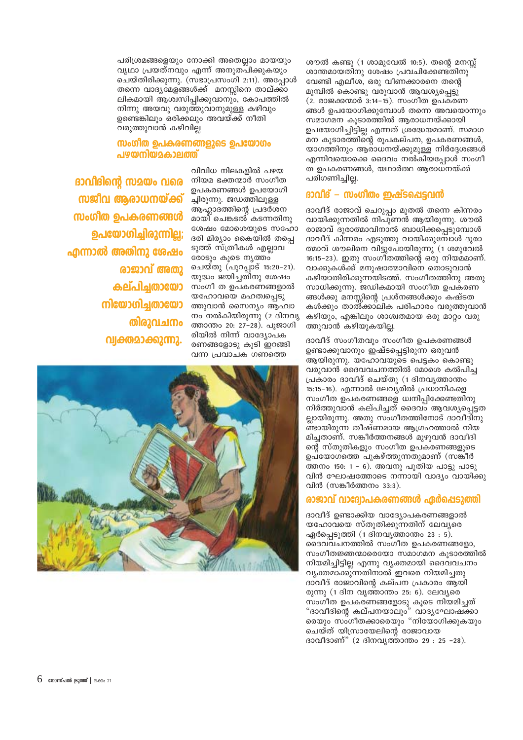പരിശ്രമങ്ങളെയും നോക്കി അതെല്ലാം മായയും വൃഥാ പ്രയത്നവും എന്ന് അനുതപിക്കുകയും ചെയ്തിരിക്കുന്നു. (സഭാപ്രസംഗി 2:11). അപ്പോൾ തന്നെ വാദ്യമേളങ്ങൾക്ക് മനസ്സിനെ താല്ക്കാലികമായി ആശ്വസിപ്പിക്കുവാനും, കോപത്തിൽ നിന്നു അയവു വരുത്തുവാനുമുള്ള കഴിവും ഉണ്ടെങ്കിലും ഒരിക്കലും അവയ്ക്ക് നീതി വരുത്തുവാൻ കഴിവില്ല

## സംഗീത ഉപകരണങ്ങളുടെ ഉപയോഗം പഴയനിയമകാലത്ത്

**ദാവീദിന്റെ സമയം വരെ സജീവ ആരാധനയ്ക്ക് സംഗീത ഉപകരണങ്ങൾ ഉപയോഗിച്ചിരുന്നില്ല; എന്നാൽ അതിനു ശേഷം രാജാവ് അതു കല്പിച്ചതായോ നിയോഗിച്ചതായോ തിരുവചനം വ്യക്തമാക്കുന്നു.**

വിവിധ നിലകളിൽ പഴയ നിയമ ഭക്തന്മാർ സംഗീത ഉപകരണങ്ങൾ ഉപയോഗിച്ചിരുന്നു. ജഡത്തിലുള്ള ആഹ്ലാദത്തിന്റെ പ്രദർശനമായി ചെങ്കടൽ കടന്നതിനു ശേഷം മോശെയുടെ സഹോദരി മിര്യാം കൈയിൽ തപ്പെടുത്ത് സ്ത്രീകൾ എല്ലാവരോടും കൂടെ നൃത്തം ചെയ്തു (പുറപ്പാട് 15:20–21). യുദ്ധം ജയിച്ചതിനു ശേഷം സംഗീ ത ഉപകരണങ്ങളാൽ യഹോവയെ മഹത്വപ്പെടുത്തുവാൻ സൈന്യം ആഹ്വാനം നൽകിയിരുന്നു (2 ദിനവൃത്താന്തം 20: 27–28). പൂജാഗിരിയിൽ നിന്ന് വാദ്യോപകരണങ്ങളോടു കൂടി ഇറങ്ങി വന്ന പ്രവാചക ഗണത്തെ ശൗൽ കണ്ടു (1 ശാമുവേൽ 10:5). തന്റെ മനസ്സ് ശാന്തമായതിനു ശേഷം പ്രവചിക്കേണ്ടതിനു വേണ്ടി എലീശ, ഒരു വീണക്കാരനെ തന്റെ മുമ്പിൽ കൊണ്ടു വരുവാൻ ആവശ്യപ്പെട്ടു (2. രാജക്കന്മാർ 3:14–15). സംഗീത ഉപകരണങ്ങൾ ഉപയോഗിക്കുമ്പോൾ തന്നെ അവയൊന്നും സമാഗമന കൂടാരത്തിൽ ആരാധനയ്ക്കായി ഉപയോഗിച്ചിട്ടില്ല എന്നത് ശ്രദ്ധേയമാണ്. സമാഗമന കൂടാരത്തിന്റെ രൂപകല്പന, ഉപകരണങ്ങൾ, യാഗത്തിനും ആരാധനയ്ക്കുമുള്ള നിർദ്ദേശങ്ങൾ എന്നിവയൊക്കെ ദൈവം നൽകിയപ്പോൾ സംഗീത ഉപകരണങ്ങൾ, യഥാർത്ഥ ആരാധനയ്ക്ക് പരിഗണിച്ചില്ല.

## ദാവീദ് – സംഗീതം ഇഷ്ടപ്പെട്ടവൻ

ദാവീദ് രാജാവ് ചെറുപ്പം മുതൽ തന്നെ കിന്നരം വായിക്കുന്നതിൽ നിപുണൻ ആയിരുന്നു. ശൗൽ രാജാവ് ദുരാത്മാവിനാൽ ബാധിക്കപ്പെടുമ്പോൾ ദാവീദ് കിന്നരം എടുത്തു വായിക്കുമ്പോൾ ദുരാത്മാവ് ശൗലിനെ വിട്ടുപോയിരുന്നു (1 ശമുവേൽ 16:15–23). ഇതു സംഗീതത്തിന്റെ ഒരു നിയമമാണ്. വാക്കുകൾക്ക് മനുഷാത്മാവിനെ തൊടുവാൻ കഴിയാതിരിക്കുന്നയിടത്ത്. സംഗീതത്തിനു അതു സാധിക്കുന്നു. ജഡികമായി സംഗീത ഉപകരണങ്ങൾക്കു മനസ്സിന്റെ പ്രശ്നങ്ങൾക്കും കഷ്ടതകൾക്കും താൽക്കാലിക പരിഹാരം വരുത്തുവാൻ കഴിയും, എങ്കിലും ശാശ്വതമായ ഒരു മാറ്റം വരുത്തുവാൻ കഴിയുകയില്ല.

ദാവീദ് സംഗീതവും സംഗീത ഉപകരണങ്ങൾ ഉണ്ടാക്കുവാനും ഇഷ്ടപ്പെട്ടിരുന്ന ഒരുവൻ ആയിരുന്നു. യഹോവയുടെ പെട്ടകം കൊണ്ടു വരുവാൻ ദൈവവചനത്തിൽ മോശെ കൽപിച്ച പ്രകാരം ദാവീദ് ചെയ്തു (1 ദിനവൃത്താന്തം 15:15–16). എന്നാൽ ലേവ്യരിൽ പ്രധാനികളെ സംഗീത ഉപകരണങ്ങളെ ധ്വനിപ്പിക്കേണ്ടതിനു നിർത്തുവാൻ കല്പിച്ചത് ദൈവം ആവശ്യപ്പെട്ടതല്ലായിരുന്നു. അതു സംഗീതത്തിനോട് ദാവീദിനുണ്ടായിരുന്ന തീഷ്ണമായ ആഗ്രഹത്താൽ നിയമിച്ചതാണ്. സങ്കീർത്തനങ്ങൾ മുഴുവൻ ദാവീദിന്റെ സ്തുതികളും സംഗീത ഉപകരണങ്ങളുടെ ഉപയോഗത്തെ പുകഴ്ത്തുന്നതുമാണ് (സങ്കീർത്തനം 150: 1 – 6). അവനു പുതിയ പാട്ടു പാടുവിൻ ഘോഷത്തോടെ നന്നായി വാദ്യം വായിക്കുവിൻ (സങ്കീർത്തനം 33:3).

## രാജാവ് വാദ്യോപകരണങ്ങൾ ഏർപ്പെടുത്തി

ദാവീദ് ഉണ്ടാക്കിയ വാദ്യോപകരണങ്ങളാൽ യഹോവയെ സ്തുതിക്കുന്നതിന് ലേവ്യരെ ഏർപ്പെടുത്തി (1 ദിനവൃത്താന്തം 23 : 5). ദൈവവചനത്തിൽ സംഗീത ഉപകരണങ്ങളോ, സംഗീതജ്ഞന്മാരെയോ സമാഗമന കൂടാരത്തിൽ നിയമിച്ചിട്ടില്ല എന്നു വ്യക്തമായി ദൈവവചനം വ്യക്തമാക്കുന്നതിനാൽ ഇവരെ നിയമിച്ചതു ദാവീദ് രാജാവിന്റെ കല്പന പ്രകാരം ആയിരുന്നു (1 ദിന വൃത്താന്തം 25: 6). ലേവ്യരെ സംഗീത ഉപകരണങ്ങളോടു കൂടെ നിയമിച്ചത് "ദാവീദിന്റെ കല്പനയാലും" വാദ്യഘോഷക്കാരെയും സംഗീതക്കാരെയും "നിയോഗിക്കുകയും ചെയ്ത് യിസ്രായേലിന്റെ രാജാവായ ദാവീദാണ്" (2 ദിനവൃത്താന്തം 29 : 25 –28).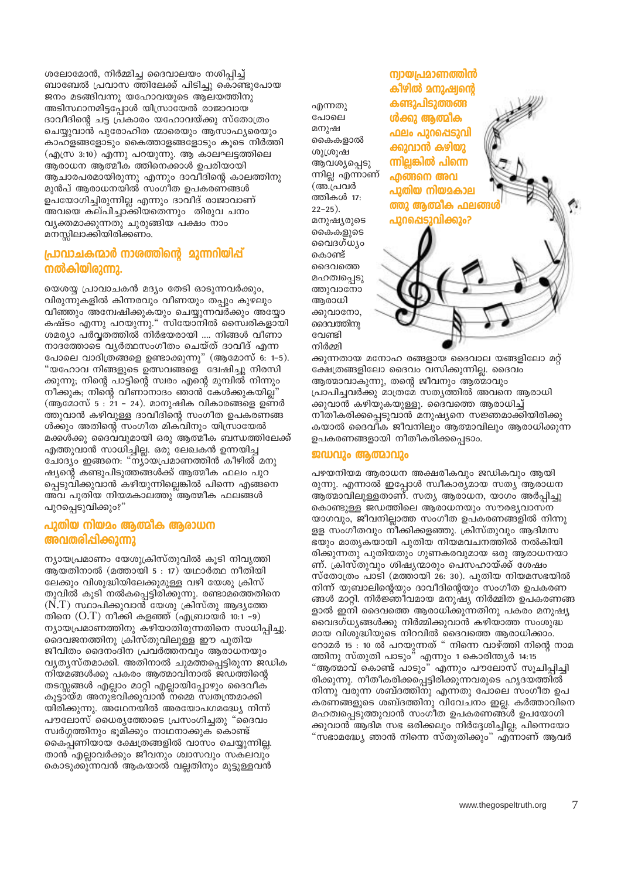ശലോമോൻ, നിർമ്മിച്ച ദൈവാലയം നശിപ്പിച്ച് ബാബേൽ പ്രവാസ ത്തിലേക്ക് പിടിച്ചു കൊണ്ടുപോയ ജനം മടങ്ങിവന്നു യഹോവയുടെ ആലയത്തിനു അടിസ്ഥാനമിട്ടപ്പോൾ യിസ്രായേൽ രാജാവായ ദാവീദിന്റെ ചട്ട പ്രകാരം യഹോവയ്ക്കു സ്തോത്രം ചെയ്യുവാൻ പുരോഹിത ന്മാരെയും ആസാഫ്യരെയും കാഹളങ്ങളോടും കൈത്താളങ്ങളോടും കൂടെ നിർത്തി (എസ്ര 3:10) എന്നു പറയുന്നു. ആ കാലഘട്ടത്തിലെ ആരാധന ആത്മീക ത്തിനെക്കാൾ ഉപരിയായി ആചാരപരമായിരുന്നു എന്നും ദാവീദിന്റെ കാലത്തിനു മുൻപ് ആരാധനയിൽ സംഗീത ഉപകരണങ്ങൾ ഉപയോഗിച്ചിരുന്നില്ല എന്നും ദാവീദ് രാജാവാണ് അവയെ കല്പിച്ചാക്കിയതെന്നും തിരുവ ചനം വ്യക്തമാക്കുന്നതു ചുരുങ്ങിയ പക്ഷം നാം മനസ്സിലാക്കിയിരിക്കണം.

## പ്രാവാചകന്മാർ നാശത്തിന്റെ മുന്നറിയിപ്പ് നൽകിയിരുന്നു.

യെശയ്യ പ്രാവാചകൻ മദ്യം തേടി ഓടുന്നവർക്കും, വിരുന്നുകളിൽ കിന്നരവും വീണയും തപ്പും കുഴലും വീഞ്ഞും അന്വേഷിക്കുകയും ചെയ്യുന്നവർക്കും അയ്യോ കഷ്ടം എന്നു പറയുന്നു." സിയോനിൽ സൈരികളായി ശമര്യാ പർവ്വതത്തിൽ നിർഭയരായി .... നിങ്ങൾ വീണാ നാദത്തോടെ വ്യർത്ഥസംഗീതം ചെയ്ത് ദാവീദ് എന്ന പോലെ വാദിത്രങ്ങളെ ഉണ്ടാക്കുന്നു" (ആമോസ് 6: 1-5). "യഹോവ നിങ്ങളുടെ ഉത്സവങ്ങളെ ദ്വേഷിച്ചു നിരസി ക്കുന്നു; നിന്റെ പാട്ടിന്റെ സ്വരം എന്റെ മുമ്പിൽ നിന്നും നീക്കുക; നിന്റെ വീണാനാദം ഞാൻ കേൾക്കുകയില്ല" (ആമോസ് 5 : 21 - 24). മാനുഷിക വികാരങ്ങളെ ഉണർ ത്തുവാൻ കഴിവുള്ള ദാവീദിന്റെ സംഗീത ഉപകരണങ്ങ ൾക്കും അതിന്റെ സംഗീത മികവിനും യിസ്രായേൽ മക്കൾക്കു ദൈവവുമായി ഒരു ആത്മീക ബന്ധത്തിലേക്ക് എത്തുവാൻ സാധിച്ചില്ല. ഒരു ലേഖകൻ ഉന്നയിച്ച ചോദ്യം ഇങ്ങനെ: "ന്യായപ്രമാണത്തിൻ കീഴിൽ മനു ഷ്യന്റെ കണ്ടുപിടുത്തങ്ങൾക്ക് ആത്മീക ഫലം പുറ പ്പെടുവിക്കുവാൻ കഴിയുന്നില്ലെങ്കിൽ പിന്നെ എങ്ങനെ അവ പുതിയ നിയമകാലത്തു ആത്മീക ഫലങ്ങൾ പുറപ്പെടുവിക്കും?"

## പുതിയ നിയമം ആത്മീക ആരാധന അവതരിപ്പിക്കുന്നു

ന്യായപ്രമാണം യേശുക്രിസ്തുവിൽ കൂടി നിവൃത്തി ആയതിനാൽ (മത്തായി 5 : 17) യഥാർത്ഥ നീതിയി ലേക്കും വിശുദ്ധിയിലേക്കുമുള്ള വഴി യേശു ക്രിസ് തുവിൽ കൂടി നൽകപ്പെട്ടിരിക്കുന്നു. രണ്ടാമത്തെതിനെ (N.T) സ്ഥാപിക്കുവാൻ യേശു ക്രിസ്തു ആദ്യത്തേ തിനെ (O.T) നീക്കി കളഞ്ഞ് (എബ്രായർ 10:1 -9) ന്യായപ്രമാണത്തിനു കഴിയാതിരുന്നതിനെ സാധിപ്പിച്ചു. ദൈവജനത്തിനു ക്രിസ്തുവിലുള്ള ഈ പുതിയ ജീവിതം ദൈനംദിന പ്രവർത്തനവും ആരാധനയും വ്യത്യസ്തമാക്കി. അതിനാൽ ചുമത്തപ്പെട്ടിരുന്ന ജഡിക നിയമങ്ങൾക്കു പകരം ആത്മാവിനാൽ ജഡത്തിന്റെ തടസ്സങ്ങൾ എല്ലാം മാറ്റി എല്ലായിപ്പോഴും ദൈവീക കൂട്ടായ്മ അനുഭവിക്കുവാൻ നമ്മെ സ്വതന്ത്രമാക്കി യിരിക്കുന്നു. അഥേനയിൽ അരയോപഗമദ്ധ്യേ നിന്ന് പൗലോസ് ധൈര്യത്തോടെ പ്രസംഗിച്ചതു "ദൈവം സ്വർഗ്ഗത്തിനും ഭൂമിക്കും നാഥനാക്കുക കൊണ്ട് കൈപ്പണിയായ ക്ഷേത്രങ്ങളിൽ വാസം ചെയ്യുന്നില്ല. താൻ എല്ലാവർക്കും ജീവനും ശ്വാസവും സകലവും കൊടുക്കുന്നവൻ ആകയാൽ വല്ലതിനും മുട്ടുള്ളവൻ എന്നതു പോലെ മനുഷ കൈകളാൽ ശുശ്രൂഷ ആവശ്യപ്പെടു ന്നില്ല എന്നാണ് (അ.പ്രവർ ത്തികൾ 17: 22–25). മനുഷ്യരുടെ കൈകളുടെ വൈദഗ്ധ്യം കൊണ്ട് ദൈവത്തെ മഹത്വപ്പെടു ത്തുവാനോ ആരാധി ക്കുവാനോ, ദൈവത്തിനു വേണ്ടി നിർമ്മി ക്കുന്നതായ മനോഹ രങ്ങളായ ദൈവാല യങ്ങളിലോ മറ്റ് ക്ഷേത്രങ്ങളിലോ ദൈവം വസിക്കുന്നില്ല. ദൈവം ആത്മാവാകുന്നു, തന്റെ ജീവനും ആത്മാവും പ്രാപിച്ചവർക്കു മാത്രമേ സത്യത്തിൽ അവനെ ആരാധി ക്കുവാൻ കഴിയുകയുള്ളു. ദൈവത്തെ ആരാധിച്ച് നീതീകരിക്കപ്പെടുവാൻ മനുഷ്യനെ സജ്ജമാക്കിയിരിക്കു കയാൽ ദൈവീക ജീവനിലും ആത്മാവിലും ആരാധിക്കുന്ന ഉപകരണങ്ങളായി നീതീകരിക്കപ്പെടാം.

**ന്യായപ്രമാണത്തിൻ കീഴിൽ മനുഷ്യന്റെ കണ്ടുപിടുത്തങ്ങ ൾക്കു ആത്മീക ഫലം പുറപ്പെടുവി ക്കുവാൻ കഴിയു ന്നില്ലെങ്കിൽ പിന്നെ എങ്ങനെ അവ പുതിയ നിയമകാല ത്തു ആത്മീക ഫലങ്ങൾ പുറപ്പെടുവിക്കും?**

## ജഡവും ആത്മാവും

പഴയനിയമ ആരാധന അക്ഷരീകവും ജഡികവും ആയി രുന്നു. എന്നാൽ ഇപ്പോൾ സ്വീകാര്യമായ സത്യ ആരാധന ആത്മാവിലുള്ളതാണ്. സത്യ ആരാധന, യാഗം അർപ്പിച്ചു കൊണ്ടുള്ള ജഡത്തിലെ ആരാധനയും സൗരഭ്യവാസന യാഗവും, ജീവനില്ലാത്ത സംഗീത ഉപകരണങ്ങളിൽ നിന്നു ള്ള സംഗീതവും നീക്കിക്കളഞ്ഞു. ക്രിസ്തുവും ആദിമസ ഭയും മാതൃകയായി പുതിയ നിയമവചനത്തിൽ നൽകിയി രിക്കുന്നതു പുതിയതും ഗുണകരവുമായ ഒരു ആരാധനയാ ണ്. ക്രിസ്തുവും ശിഷ്യന്മാരും പെസഹായ്ക്ക് ശേഷം സ്തോത്രം പാടി (മത്തായി 26: 30). പുതിയ നിയമസഭയിൽ നിന്ന് യൂബാലിന്റെയും ദാവീദിന്റെയും സംഗീത ഉപകരണ ങ്ങൾ മാറ്റി. നിർജ്ജീവമായ മനുഷ്യ നിർമ്മിത ഉപകരണങ്ങ ളാൽ ഇനി ദൈവത്തെ ആരാധിക്കുന്നതിനു പകരം മനുഷ്യ വൈദഗ്ധ്യങ്ങൾക്കു നിർമ്മിക്കുവാൻ കഴിയാത്ത സംശുദ്ധ മായ വിശുദ്ധിയുടെ നിറവിൽ ദൈവത്തെ ആരാധിക്കാം. റോമർ 15 : 10 ൽ പറയുന്നത് " നിന്നെ വാഴ്ത്തി നിന്റെ നാമ ത്തിനു സ്തുതി പാടും" എന്നും 1 കൊരിന്ത്യർ 14:15 "ആത്മാവ് കൊണ്ട് പാടും" എന്നും പൗലോസ് സൂചിപ്പിച്ചി രിക്കുന്നു. നീതീകരിക്കപ്പെട്ടിരിക്കുന്നവരുടെ ഹൃദയത്തിൽ നിന്നു വരുന്ന ശബ്ദത്തിനു എന്നതു പോലെ സംഗീത ഉപ കരണങ്ങളുടെ ശബ്ദത്തിനു വിവേചനം ഇല്ല. കർത്താവിനെ മഹത്വപ്പെടുത്തുവാൻ സംഗീത ഉപകരണങ്ങൾ ഉപയോഗി ക്കുവാൻ ആദിമ സഭ ഒരിക്കലും നിർദ്ദേശിച്ചില്ല; പിന്നെയോ "സഭാമദ്ധ്യേ ഞാൻ നിന്നെ സ്തുതിക്കും" എന്നാണ് ആവർ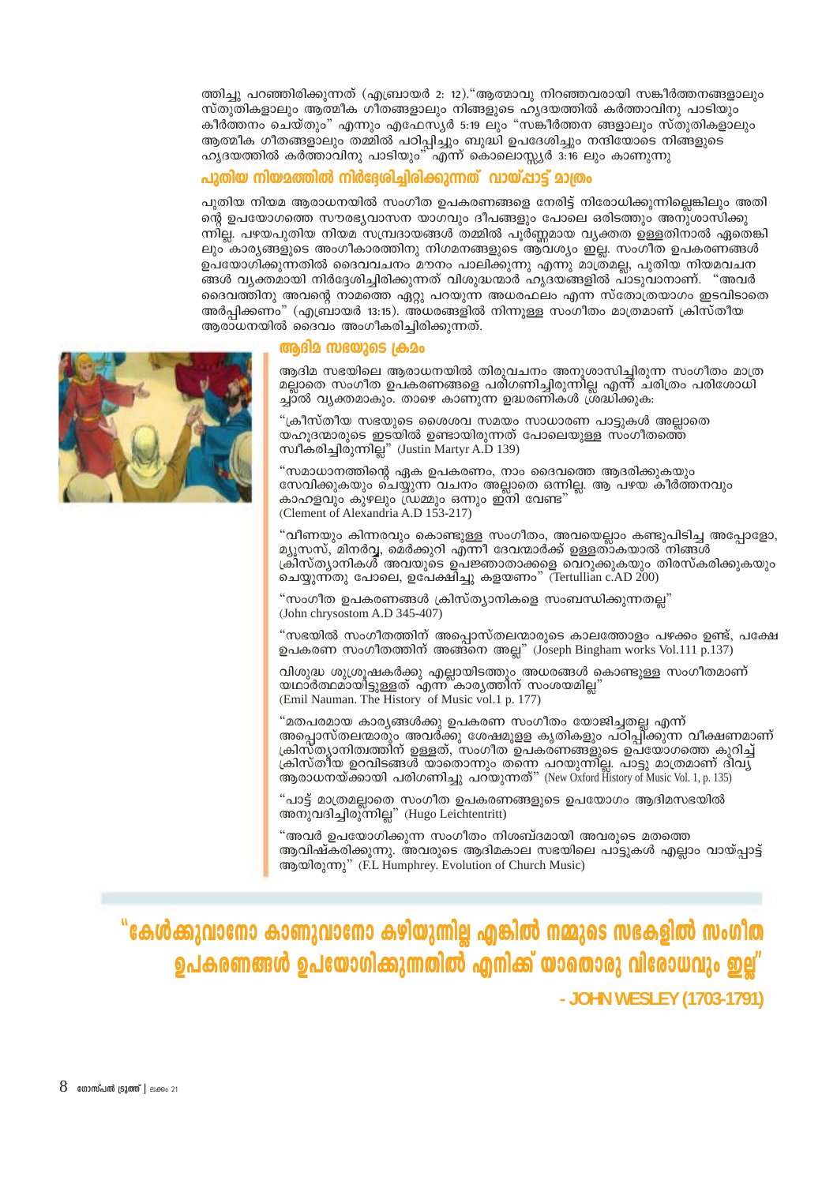ത്തിച്ചു പറഞ്ഞിരിക്കുന്നത് (എബ്രായർ 2: 12)."ആത്മാവു നിറഞ്ഞവരായി സങ്കീർത്തനങ്ങളാലും സ്തുതികളാലും ആത്മീക ഗീതങ്ങളാലും നിങ്ങളുടെ ഹൃദയത്തിൽ കർത്താവിനു പാടിയും കീർത്തനം ചെയ്തും" എന്നും എഫേസ്യർ 5:19 ലും "സങ്കീർത്തന ങ്ങളാലും സ്തുതികളാലും ആത്മീക ഗീതങ്ങളാലും തമ്മിൽ പഠിപ്പിച്ചും ബുദ്ധി ഉപദേശിച്ചും നന്ദിയോടെ നിങ്ങളുടെ ഹൃദയത്തിൽ കർത്താവിനു പാടിയും" എന്ന് കൊലൊസ്സ്യർ 3:16 ലും കാണുന്നു

## പുതിയ നിയമത്തിൽ നിർദ്ദേശിച്ചിരിക്കുന്നത് വായ്പ്പാട്ട് മാത്രം

പുതിയ നിയമ ആരാധനയിൽ സംഗീത ഉപകരണങ്ങളെ നേരിട്ട് നിരോധിക്കുന്നില്ലെങ്കിലും അതിന്റെ ഉപയോഗത്തെ സൗരഭ്യവാസന യാഗവും ദീപങ്ങളും പോലെ ഒരിടത്തും അനുശാസിക്കുന്നില്ല. പഴയപുതിയ നിയമ സമ്പ്രദായങ്ങൾ തമ്മിൽ പൂർണ്ണമായ വ്യക്തത ഉള്ളതിനാൽ ഏതെങ്കിലും കാര്യങ്ങളുടെ അംഗീകാരത്തിനു നിഗമനങ്ങളുടെ ആവശ്യം ഇല്ല. സംഗീത ഉപകരണങ്ങൾ ഉപയോഗിക്കുന്നതിൽ ദൈവവചനം മൗനം പാലിക്കുന്നു എന്നു മാത്രമല്ല, പുതിയ നിയമവചനങ്ങൾ വ്യക്തമായി നിർദ്ദേശിച്ചിരിക്കുന്നത് വിശുദ്ധന്മാർ ഹൃദയങ്ങളിൽ പാടുവാനാണ്. "അവർ ദൈവത്തിനു അവന്റെ നാമത്തെ ഏറ്റു പറയുന്ന അധരഫലം എന്ന സ്തോത്രയാഗം ഇടവിടാതെ അർപ്പിക്കണം" (എബ്രായർ 13:15). അധരങ്ങളിൽ നിന്നുള്ള സംഗീതം മാത്രമാണ് ക്രിസ്തീയ ആരാധനയിൽ ദൈവം അംഗീകരിച്ചിരിക്കുന്നത്.

## ആദിമ സഭയുടെ ക്രമം

ആദിമ സഭയിലെ ആരാധനയിൽ തിരുവചനം അനുശാസിച്ചിരുന്ന സംഗീതം മാത്രമല്ലാതെ സംഗീത ഉപകരണങ്ങളെ പരിഗണിച്ചിരുന്നില്ല എന്ന് ചരിത്രം പരിശോധിച്ചാൽ വ്യക്തമാകും. താഴെ കാണുന്ന ഉദ്ധരണികൾ ശ്രദ്ധിക്കുക:

"ക്രീസ്തീയ സഭയുടെ ശൈശവ സമയം സാധാരണ പാട്ടുകൾ അല്ലാതെ യഹൂദന്മാരുടെ ഇടയിൽ ഉണ്ടായിരുന്നത് പോലെയുള്ള സംഗീതത്തെ സ്വീകരിച്ചിരുന്നില്ല" (Justin Martyr A.D 139)

"സമാധാനത്തിന്റെ ഏക ഉപകരണം, നാം ദൈവത്തെ ആദരിക്കുകയും സേവിക്കുകയും ചെയ്യുന്ന വചനം അല്ലാതെ ഒന്നില്ല. ആ പഴയ കീർത്തനവും കാഹളവും കുഴലും ഡ്രമ്മും ഒന്നും ഇനി വേണ്ട" (Clement of Alexandria A.D 153-217)

"വീണയും കിന്നരവും കൊണ്ടുള്ള സംഗീതം, അവയെല്ലാം കണ്ടുപിടിച്ച അപ്പോളോ, മ്യൂസസ്, മിനർവ്വ, മെർക്കുറി എന്നീ ദേവന്മാർക്ക് ഉള്ളതാകയാൽ നിങ്ങൾ ക്രിസ്ത്യാനികൾ അവയുടെ ഉപജ്ഞാതാക്കളെ വെറുക്കുകയും തിരസ്കരിക്കുകയും ചെയ്യുന്നതു പോലെ, ഉപേക്ഷിച്ചു കളയണം" (Tertullian c.AD 200)

"സംഗീത ഉപകരണങ്ങൾ ക്രിസ്ത്യാനികളെ സംബന്ധിക്കുന്നതല്ല" (John chrysostom A.D 345-407)

"സഭയിൽ സംഗീതത്തിന് അപ്പൊസ്തലന്മാരുടെ കാലത്തോളം പഴക്കം ഉണ്ട്, പക്ഷേ ഉപകരണ സംഗീതത്തിന് അങ്ങനെ അല്ല" (Joseph Bingham works Vol.111 p.137)

വിശുദ്ധ ശുശ്രൂഷകർക്കു എല്ലായിടത്തും അധരങ്ങൾ കൊണ്ടുള്ള സംഗീതമാണ് യഥാർത്ഥമായിട്ടുള്ളത് എന്ന കാര്യത്തിന് സംശയമില്ല" (Emil Nauman. The History of Music vol.1 p. 177)

"മതപരമായ കാര്യങ്ങൾക്കു ഉപകരണ സംഗീതം യോജിച്ചതല്ല എന്ന് അപ്പൊസ്തലന്മാരും അവർക്കു ശേഷമുള്ള കൃതികളും പഠിപ്പിക്കുന്ന വീക്ഷണമാണ് ക്രിസ്ത്യാനിത്വത്തിന് ഉള്ളത്, സംഗീത ഉപകരണങ്ങളുടെ ഉപയോഗത്തെ കുറിച്ച് ക്രിസ്തീയ ഉറവിടങ്ങൾ യാതൊന്നും തന്നെ പറയുന്നില്ല. പാട്ടു മാത്രമാണ് ദിവ്യ ആരാധനയ്ക്കായി പരിഗണിച്ചു പറയുന്നത്" (New Oxford History of Music Vol. 1, p. 135)

"പാട്ട് മാത്രമല്ലാതെ സംഗീത ഉപകരണങ്ങളുടെ ഉപയോഗം ആദിമസഭയിൽ അനുവദിച്ചിരുന്നില്ല" (Hugo Leichtentritt)

"അവർ ഉപയോഗിക്കുന്ന സംഗീതം നിശബ്ദമായി അവരുടെ മതത്തെ ആവിഷ്കരിക്കുന്നു. അവരുടെ ആദിമകാല സഭയിലെ പാട്ടുകൾ എല്ലാം വായ്പ്പാട്ട് ആയിരുന്നു" (F.L Humphrey. Evolution of Church Music)

**"കേൾക്കുവാനോ കാണുവാനോ കഴിയുന്നില്ല എങ്കിൽ നമ്മുടെ സഭകളിൽ സംഗീത ഉപകരണങ്ങൾ ഉപയോഗിക്കുന്നതിൽ എനിക്ക് യാതൊരു വിരോധവും ഇല്ല"**

**- JOHN WESLEY (1703-1791)**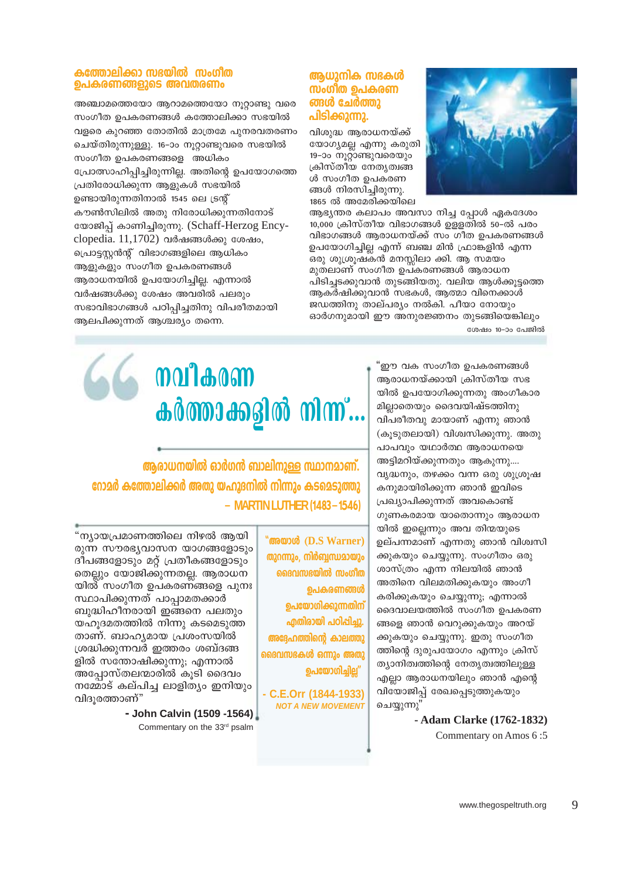## കത്തോലിക്കാ സഭയിൽ സംഗീത ഉപകരണങ്ങളുടെ അവതരണം

അഞ്ചാമത്തെയോ ആറാമത്തെയോ നൂറ്റാണ്ടു വരെ സംഗീത ഉപകരണങ്ങൾ കത്തോലിക്കാ സഭയിൽ വളരെ കുറഞ്ഞ തോതിൽ മാത്രമേ പുനരവതരണം ചെയ്തിരുന്നുള്ളൂ. 16–ാം നൂറ്റാണ്ടുവരെ സഭയിൽ സംഗീത ഉപകരണങ്ങളെ അധികം പ്രോത്സാഹിപ്പിച്ചിരുന്നില്ല. അതിന്റെ ഉപയോഗത്തെ പ്രതിരോധിക്കുന്ന ആളുകൾ സഭയിൽ ഉണ്ടായിരുന്നതിനാൽ 1545 ലെ ട്രന്റ് കൗൺസിലിൽ അതു നിരോധിക്കുന്നതിനോട് യോജിപ്പ് കാണിച്ചിരുന്നു. (Schaff-Herzog Encyclopedia. 11,1702) വർഷങ്ങൾക്കു ശേഷം, പ്രൊട്ടസ്റ്റന്റ് വിഭാഗങ്ങളിലെ ആധികം ആളുകളും സംഗീത ഉപകരണങ്ങൾ ആരാധനയിൽ ഉപയോഗിച്ചില്ല. എന്നാൽ വർഷങ്ങൾക്കു ശേഷം അവരിൽ പലരും സഭാവിഭാഗങ്ങൾ പഠിപ്പിച്ചതിനു വിപരീതമായി ആലപിക്കുന്നത് ആശ്ചര്യം തന്നെ.

## ആധുനിക സഭകൾ സംഗീത ഉപകരണങ്ങൾ ചേർത്തു പിടിക്കുന്നു.

വിശുദ്ധ ആരാധനയ്ക്ക് യോഗ്യമല്ല എന്നു കരുതി 19–ാം നൂറ്റാണ്ടുവരെയും ക്രിസ്തീയ നേതൃത്വങ്ങൾ സംഗീത ഉപകരണങ്ങൾ നിരസിച്ചിരുന്നു. 1865 ൽ അമേരിക്കയിലെ ആഭ്യന്തര കലാപം അവസാനിച്ച പ്പോൾ ഏകദേശം 10,000 ക്രിസ്തീയ വിഭാഗങ്ങൾ ഉള്ളതിൽ 50–ൽ പരം വിഭാഗങ്ങൾ ആരാധനയ്ക്ക് സംഗീത ഉപകരണങ്ങൾ ഉപയോഗിച്ചില്ല എന്ന് ബഞ്ചമിൻ ഫ്രാങ്കളിൻ എന്ന ഒരു ശുശ്രൂഷകൻ മനസ്സിലാക്കി. ആ സമയം മുതലാണ് സംഗീത ഉപകരണങ്ങൾ ആരാധന പിടിച്ചടക്കുവാൻ തുടങ്ങിയതു. വലിയ ആൾക്കൂട്ടത്തെ ആകർഷിക്കുവാൻ സഭകൾ, ആത്മാവിനെക്കാൾ ജഡത്തിനു താല്പര്യം നൽകി. പിയാനോയും ഓർഗനുമായി ഈ അനുരഞ്ജനം തുടങ്ങിയെങ്കിലും

ശേഷം 10–ാം പേജിൽ

# നവീകരണ കർത്താക്കളിൽ നിന്ന്...

**ആരാധനയിൽ ഓർഗൻ ബാലിനുള്ള സ്ഥാനമാണ്. റോമർ കത്തോലിക്കർ അതു യഹൂദനിൽ നിന്നും കടമെടുത്തു**
**– MARTIN LUTHER (1483 – 1546)**

"ന്യായപ്രമാണത്തിലെ നിഴൽ ആയിരുന്ന സൗരഭ്യവാസന യാഗങ്ങളോടും ദീപങ്ങളോടും മറ്റ് പ്രതീകങ്ങളോടും തെല്ലും യോജിക്കുന്നതല്ല. ആരാധനയിൽ സംഗീത ഉപകരണങ്ങളെ പുനഃസ്ഥാപിക്കുന്നത് പാപ്പാമതക്കാർ ബുദ്ധിഹീനരായി ഇങ്ങനെ പലതും യഹൂദമതത്തിൽ നിന്നു കടമെടുത്തതാണ്. ബാഹ്യമായ പ്രശംസയിൽ ശ്രദ്ധിക്കുന്നവർ ഇത്തരം ശബ്ദങ്ങളിൽ സന്തോഷിക്കുന്നു; എന്നാൽ അപ്പോസ്തലന്മാരിൽ കൂടി ദൈവം നമ്മോട് കല്പിച്ച ലാളിത്യം ഇനിയും വിദൂരതയാണ്"

**- John Calvin (1509 -1564)**
Commentary on the 33rd psalm

**"അയാൾ (D.S Warner) തുറന്നും, നിർബന്ധമായും ദൈവസഭയിൽ സംഗീത ഉപകരണങ്ങൾ ഉപയോഗിക്കുന്നതിന് എതിരായി പഠിപ്പിച്ചു. അദ്ദേഹത്തിന്റെ കാലത്തു ദൈവസഭകൾ ഒന്നും അതു ഉപയോഗിച്ചില്ല"**

**- C.E.Orr (1844-1933)**
*NOT A NEW MOVEMENT*

"ഈ വക സംഗീത ഉപകരണങ്ങൾ ആരാധനയ്ക്കായി ക്രിസ്തീയ സഭയിൽ ഉപയോഗിക്കുന്നതു അംഗീകാരമില്ലാതെയും ദൈവയിഷ്ടത്തിനു വിപരീതവു മായാണ് എന്നു ഞാൻ (കൂടുതലായി) വിശ്വസിക്കുന്നു. അതു പാപവും യഥാർത്ഥ ആരാധനയെ അട്ടിമറിയ്ക്കുന്നതും ആകുന്നു.... വൃദ്ധനും, തഴക്കം വന്ന ഒരു ശുശ്രൂഷകനുമായിരിക്കുന്ന ഞാൻ ഇവിടെ പ്രഖ്യാപിക്കുന്നത് അവകൊണ്ട് ഗുണകരമായ യാതൊന്നും ആരാധനയിൽ ഇല്ലെന്നും അവ തിന്മയുടെ ഉല്പന്നമാണ് എന്നതു ഞാൻ വിശ്വസിക്കുകയും ചെയ്യുന്നു. സംഗീതം ഒരു ശാസ്ത്രം എന്ന നിലയിൽ ഞാൻ അതിനെ വിലമതിക്കുകയും അംഗീകരിക്കുകയും ചെയ്യുന്നു; എന്നാൽ ദൈവാലയത്തിൽ സംഗീത ഉപകരണങ്ങളെ ഞാൻ വെറുക്കുകയും അറയ്ക്കുകയും ചെയ്യുന്നു. ഇതു സംഗീതത്തിന്റെ ദുരുപയോഗം എന്നും ക്രിസ്ത്യാനിത്വത്തിന്റെ നേതൃത്വത്തിലുള്ള എല്ലാ ആരാധനയിലും ഞാൻ എന്റെ വിയോജിപ്പ് രേഖപ്പെടുത്തുകയും ചെയ്യുന്നു"

**- Adam Clarke (1762-1832)**
Commentary on Amos 6 :5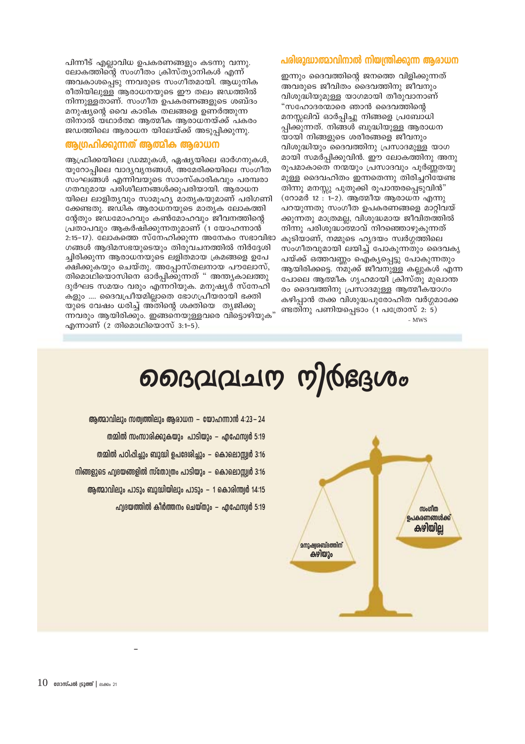പിന്നീട് എല്ലാവിധ ഉപകരണങ്ങളും കടന്നു വന്നു. ലോകത്തിന്റെ സംഗീതം ക്രിസ്ത്യാനികൾ എന്ന് അവകാശപ്പെടു ന്നവരുടെ സംഗീതമായി. ആധുനിക രീതിയിലുള്ള ആരാധനയുടെ ഈ തലം ജഡത്തിൽ നിന്നുള്ളതാണ്. സംഗീത ഉപകരണങ്ങളുടെ ശബ്ദം മനുഷ്യന്റെ വൈ കാരിക തലങ്ങളെ ഉണർത്തുന്ന തിനാൽ യഥാർത്ഥ ആത്മീക ആരാധനയ്ക്ക് പകരം ജഡത്തിലെ ആരാധന യിലേയ്ക്ക് അടുപ്പിക്കുന്നു.

## ആഗ്രഹിക്കുന്നത് ആത്മീക ആരാധന

ആഫ്രിക്കയിലെ ഡ്രമ്മുകൾ, ഏഷ്യയിലെ ഓർഗനുകൾ, യൂറോപ്പിലെ വാദ്യവൃന്ദങ്ങൾ, അമേരിക്കയിലെ സംഗീത സംഘങ്ങൾ എന്നിവയുടെ സാംസ്കാരികവും പരമ്പരാ ഗതവുമായ പരിശീലനങ്ങൾക്കുപരിയായി. ആരാധന യിലെ ലാളിത്യവും സാമൂഹ്യ മാതൃകയുമാണ് പരിഗണി ക്കേണ്ടതു. ജഢിക ആരാധനയുടെ മാതൃക ലോകത്തി ന്റേതും ജഡമോഹവും കൺമോഹവും ജീവനത്തിന്റെ പ്രതാപവും ആകർഷിക്കുന്നതുമാണ് (1 യോഹന്നാൻ 2:15-17). ലോകത്തെ സ്നേഹിക്കുന്ന അനേകം സഭാവിഭാ ഗങ്ങൾ ആദിമസഭയുടെയും തിരുവചനത്തിൽ നിർദ്ദേശി ച്ചിരിക്കുന്ന ആരാധനയുടെ ലളിതമായ ക്രമങ്ങളെ ഉപേ ക്ഷിക്കുകയും ചെയ്തു. അപ്പോസ്തലനായ പൗലോസ്, തിമൊഥിയൊസിനെ ഓർപ്പിക്കുന്നത് " അന്ത്യകാലത്തു ദുർഘട സമയം വരും എന്നറിയുക. മനുഷ്യർ സ്നേഹി കളും .... ദൈവപ്രീയമില്ലാതെ ഭോഗപ്രീയരായി ഭക്തി യുടെ വേഷം ധരിച്ച് അതിന്റെ ശക്തിയെ ത്യജിക്കു ന്നവരും ആയിരിക്കും. ഇങ്ങനെയുള്ളവരെ വിട്ടൊഴിയുക" എന്നാണ് (2 തിമൊഥിയൊസ് 3:1-5).

## പരിശുദ്ധാത്മാവിനാൽ നിയന്ത്രിക്കുന്ന ആരാധന

ഇന്നും ദൈവത്തിന്റെ ജനത്തെ വിളിക്കുന്നത് അവരുടെ ജീവിതം ദൈവത്തിനു ജീവനും വിശുദ്ധിയുമുള്ള യാഗമായി തീരുവാനാണ് "സഹോദരന്മാരെ ഞാൻ ദൈവത്തിന്റെ മനസ്സലിവ് ഓർപ്പിച്ചു നിങ്ങളെ പ്രബോധി പ്പിക്കുന്നത്. നിങ്ങൾ ബുദ്ധിയുള്ള ആരാധന യായി നിങ്ങളുടെ ശരീരങ്ങളെ ജീവനും വിശുദ്ധിയും ദൈവത്തിനു പ്രസാദമുള്ള യാഗ മായി സമർപ്പിക്കുവിൻ. ഈ ലോകത്തിനു അനു രൂപമാകാതെ നന്മയും പ്രസാദവും പൂർണ്ണതയു മുള്ള ദൈവഹിതം ഇന്നതെന്നു തിരിച്ചറിയേണ്ട തിന്നു മനസ്സു പുതുക്കി രൂപാന്തരപ്പെടുവിൻ" (റോമർ 12 : 1-2). ആത്മീയ ആരാധന എന്നു പറയുന്നതു സംഗീത ഉപകരണങ്ങളെ മാറ്റിവയ് ക്കുന്നതു മാത്രമല്ല, വിശുദ്ധമായ ജീവിതത്തിൽ നിന്നു പരിശുദ്ധാത്മാവ് നിറഞ്ഞൊഴുകുന്നത് കൂടിയാണ്, നമ്മുടെ ഹൃദയം സ്വർഗ്ഗത്തിലെ സംഗീതവുമായി ലയിച്ച് പോകുന്നതും ദൈവകൃ പയ്ക്ക് ഒത്തവണ്ണം ഐക്യപ്പെട്ടു പോകുന്നതും ആയിരിക്കട്ടെ. നമുക്ക് ജീവനുള്ള കല്ലുകൾ എന്ന പോലെ ആത്മീക ഗൃഹമായി ക്രിസ്തു മുഖാന്ത രം ദൈവത്തിനു പ്രസാദമുള്ള ആത്മീകയാഗം കഴിപ്പാൻ തക്ക വിശുദ്ധപുരോഹിത വർഗ്ഗമാക്കേ ണ്ടതിനു പണിയപ്പെടാം (1 പത്രോസ് 2: 5)

- MWS

# ദൈവവചന നിർദ്ദേശം

- ആത്മാവിലും സത്യത്തിലും ആരാധന – യോഹന്നാൻ 4:23–24
- തമ്മിൽ സംസാരിക്കുകയും പാടിയും – എഫേസ്യർ 5:19
- തമ്മിൽ പഠിപ്പിച്ചും ബുദ്ധി ഉപദേശിച്ചും – കൊലൊസ്സ്യർ 3:16
- നിങ്ങളുടെ ഹൃദയങ്ങളിൽ സ്തോത്രം പാടിയും – കൊലൊസ്സ്യർ 3:16
- ആത്മാവിലും പാടും ബുദ്ധിയിലും പാടും – 1 കൊരിന്ത്യർ 14:15
- ഹൃദയത്തിൽ കീർത്തനം ചെയ്തും – എഫേസ്യർ 5:19

മനുഷ്യശബ്ദത്തിന് കഴിയും

സംഗീത ഉപകരണങ്ങൾക്ക് കഴിയില്ല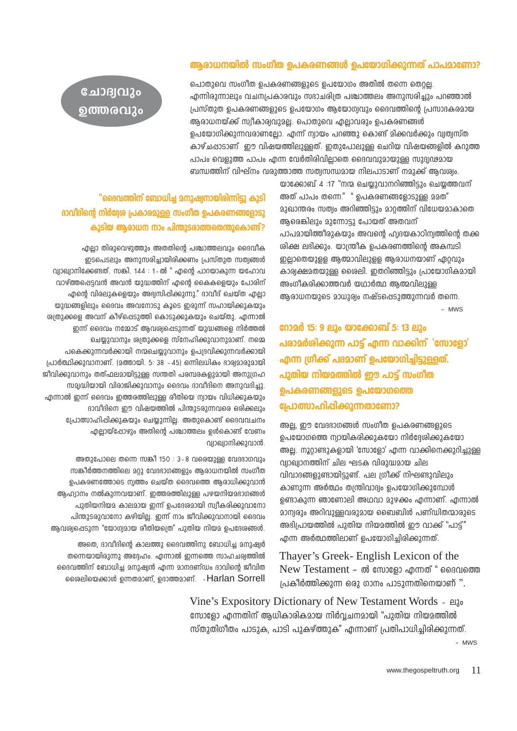## ചോദ്യവും ഉത്തരവും

### ആരാധനയിൽ സംഗീത ഉപകരണങ്ങൾ ഉപയോഗിക്കുന്നത് പാപമാണോ?

പൊതുവെ സംഗീത ഉപകരണങ്ങളുടെ ഉപയോഗം അതിൽ തന്നെ തെറ്റല്ല. എന്നിരുന്നാലും വചനപ്രകാരവും സഭാചരിത്ര പശ്ചാത്തലം അനുസരിച്ചും പറഞ്ഞാൽ പ്രസ്തുത ഉപകരണങ്ങളുടെ ഉപയോഗം ആയോഗ്യവും ദൈവത്തിന്റെ പ്രസാദകരമായ ആരാധനയ്ക്ക് സ്വീകാര്യവുമല്ല. പൊതുവെ എല്ലാവരും ഉപകരണങ്ങൾ ഉപയോഗിക്കുന്നവരാണല്ലോ. എന്ന് ന്യായം പറഞ്ഞു കൊണ്ട് മിക്കവർക്കും വ്യത്യസ്ത കാഴ്ചപ്പാടാണ് ഈ വിഷയത്തിലുള്ളത്. ഇതുപോലുള്ള ചെറിയ വിഷയങ്ങളിൽ കറുത്ത പാപം വെളുത്ത പാപം എന്ന വേർതിരിവില്ലാതെ ദൈവവുമായുള്ള സുദൃഢമായ ബന്ധത്തിന് വിഘ്നം വരുത്താത്ത സത്യസന്ധമായ നിലപാടാണ് നമുക്ക് ആവശ്യം. യാക്കോബ് 4 :17 "നന്മ ചെയ്യുവാനറിഞ്ഞിട്ടും ചെയ്യാത്തവന് അത് പാപം തന്നെ." " ഉപകരണങ്ങളോടുള്ള മമത" മുഖാന്തരം സത്യം അറിഞ്ഞിട്ടും മാറ്റത്തിന് വിധേയമാകാതെ ആരെങ്കിലും മുന്നോട്ടു പോയത് അതവന് പാപമായിത്തീരുകയും അവന്റെ ഹൃദയകാഠിന്യത്തിന്റെ തക്ക ശിക്ഷ ലഭിക്കും. യാന്ത്രിക ഉപകരണത്തിന്റെ അകമ്പടി ഇല്ലാതെയുളള ആത്മാവിലുളള ആരാധനയാണ് ഏറ്റവും കാര്യക്ഷമതയുള്ള ശൈലി. ഇതറിഞ്ഞിട്ടും പ്രായോഗികമായി അംഗീകരിക്കാത്തവർ യഥാർത്ഥ ആത്മവിലുള്ള ആരാധനയുടെ മാധുര്യം നഷ്ടപ്പെടുത്തുന്നവർ തന്നെ.

- MWS

### "ദൈവത്തിന് ബോധിച്ച മനുഷ്യനായിരിന്നിട്ടു കൂടി ദാവീദിന്റെ നിർദ്ദേശ പ്രകാരമുള്ള സംഗീത ഉപകരണങ്ങളോടു കൂടിയ ആരാധന നാം പിന്തുടരാത്തതെന്തുകൊണ്ട്?

എല്ലാ തിരുവെഴുത്തും അതതിന്റെ പശ്ചാത്തലവും ദൈവീക ഇടപെടലും അനുസരിച്ചായിരിക്കണം പ്രസ്തുത സത്യങ്ങൾ വ്യാഖ്യാനിക്കേണ്ടത്. സങ്കി. 144 : 1- ൽ " എന്റെ പാറയാകുന്ന യഹോവ വാഴ്ത്തപ്പെട്ടവൻ അവൻ യുദ്ധത്തിന് എന്റെ കൈകളെയും പോരിന് എന്റെ വിരലുകളെയും അഭ്യസിപ്പിക്കുന്നു." ദാവീദ് ചെയ്ത എല്ലാ യുദ്ധങ്ങളിലും ദൈവം അവനോടു കൂടെ ഇരുന്ന് സഹായിക്കുകയും ശത്രുക്കളെ അവന് കീഴ്പ്പെടുത്തി കൊടുക്കുകയും ചെയ്തു. എന്നാൽ ഇന്ന് ദൈവം നമ്മോട് ആവശ്യപ്പെടുന്നത് യുദ്ധങ്ങളെ നിർത്തൽ ചെയ്യുവാനും ശത്രുക്കളെ സ്നേഹിക്കുവാനുമാണ്. നമ്മെ പകെക്കുന്നവർക്കായി നന്മചെയ്യുവാനും ഉപദ്രവിക്കുന്നവർക്കായി പ്രാർത്ഥിക്കുവാനാണ്. (മത്തായി. 5: 38 - 45) ഒന്നിലധികം ഭാര്യമാരുമായി ജീവിക്കുവാനും തത്ഫലമായിട്ടുള്ള സന്തതി പരമ്പരകളുമായി അനുഗ്രഹ സമൃദ്ധിയായി വിരാജിക്കുവാനും ദൈവം ദാവീദിനെ അനുവദിച്ചു. എന്നാൽ ഇന്ന് ദൈവം ഇത്തരത്തിലുള്ള രീതിയെ ന്യായം വിധിക്കുകയും ദാവീദിനെ ഈ വിഷയത്തിൽ പിന്തുടരുന്നവരെ ഒരിക്കലും പ്രോത്സാഹിപ്പിക്കുകയും ചെയ്യുന്നില്ല. അതുകൊണ്ട് ദൈവവചനം എല്ലായ്പ്പോഴും അതിന്റെ പശ്ചാത്തലം ഉൾകൊണ്ട് വേണം വ്യാഖ്യാനിക്കുവാൻ.

അതുപോലെ തന്നെ സങ്കീ 150 : 3-8 വരെയുള്ള വേദഭാഗവും സങ്കീർത്തനത്തിലെ മറ്റു വേദഭാഗങ്ങളും ആരാധനയിൽ സംഗീത ഉപകരണങ്ങളോടെ നൃത്തം ചെയ്ത ദൈവത്തെ ആരാധിക്കുവാൻ ആഹ്വാനം നൽകുന്നവയാണ്. ഇത്തരത്തിലുള്ള പഴയനിയമഭാഗങ്ങൾ പുതിയനിയമ കാലമായ ഇന്ന് ഉപദേശമായി സ്വീകരിക്കുവാനോ പിന്തുടരുവാനോ കഴിയില്ല. ഇന്ന് നാം ജീവിക്കുവാനായി ദൈവം ആവശ്യപ്പെടുന്ന "യോഗ്യമായ രീതിയത്രെ" പുതിയ നിയമ ഉപദേശങ്ങൾ.

അതെ, ദാവീദിന്റെ കാലത്തു ദൈവത്തിനു ബോധിച്ച മനുഷ്യൻ തന്നെയായിരുന്നു അദ്ദേഹം. എന്നാൽ ഇന്നത്തെ സാഹചര്യത്തിൽ ദൈവത്തിന് ബോധിച്ച മനുഷ്യൻ എന്ന മാനദണ്ഡം ദാവിന്റെ ജീവിത ശൈലിയെക്കാൾ ഉന്നതമാണ്, ഉദാത്തമാണ്. -Harlan Sorrell

### റോമർ 15: 9 ലും യാക്കോബ് 5: 13 ലും പരാമർശിക്കുന്ന പാട്ട് എന്ന വാക്കിന് 'സോളോ' എന്ന ഗ്രീക്ക് പദമാണ് ഉപയോഗിച്ചിട്ടുള്ളത്. പുതിയ നിയമത്തിൽ ഈ പാട്ട് സംഗീത ഉപകരണങ്ങളുടെ ഉപയോഗത്തെ പ്രോത്സാഹിപ്പിക്കുന്നതാണോ?

അല്ല, ഈ വേദഭാഗങ്ങൾ സംഗീത ഉപകരണങ്ങളുടെ ഉപയോഗത്തെ ന്യായികരിക്കുകയോ നിർദ്ദേശിക്കുകയോ അല്ല. നൂറ്റാണ്ടുകളായി 'സോളോ' എന്ന വാക്കിനെക്കുറിച്ചുള്ള വ്യാഖ്യാനത്തിന് ചില ഘടക വിരുദ്ധമായ ചില വിവാദങ്ങളുണ്ടായിട്ടുണ്ട്. പല ഗ്രീക്ക് നിഘണ്ടുവിലും കാണുന്ന അർത്ഥം തന്ത്രിവാദ്യം ഉപയോഗിക്കുമ്പോൾ ഉണ്ടാകുന്ന ഞാണൊലി അഥവാ മുഴക്കം എന്നാണ്. എന്നാൽ മാന്യരും അറിവുള്ളവരുമായ ബൈബിൾ പണ്ഡിതന്മാരുടെ അഭിപ്രായത്തിൽ പുതിയ നിയമത്തിൽ ഈ വാക്ക് "പാട്ട്" എന്ന അർത്ഥത്തിലാണ് ഉപയോഗിച്ചിരിക്കുന്നത്.

Thayer's Greek- English Lexicon of the New Testament - ൽ സോളോ എന്നത് " ദൈവത്തെ പ്രകീർത്തിക്കുന്ന ഒരു ഗാനം പാടുന്നതിനെയാണ് ".

Vine's Expository Dictionary of New Testament Words - ലും സോളോ എന്നതിന് ആധികാരികമായ നിർവ്വചനമായി "പുതിയ നിയമത്തിൽ സ്തുതിഗീതം പാടുക, പാടി പുകഴ്ത്തുക" എന്നാണ് പ്രതിപാധിച്ചിരിക്കുന്നത്.

- MWS

www.thegospeltruth.org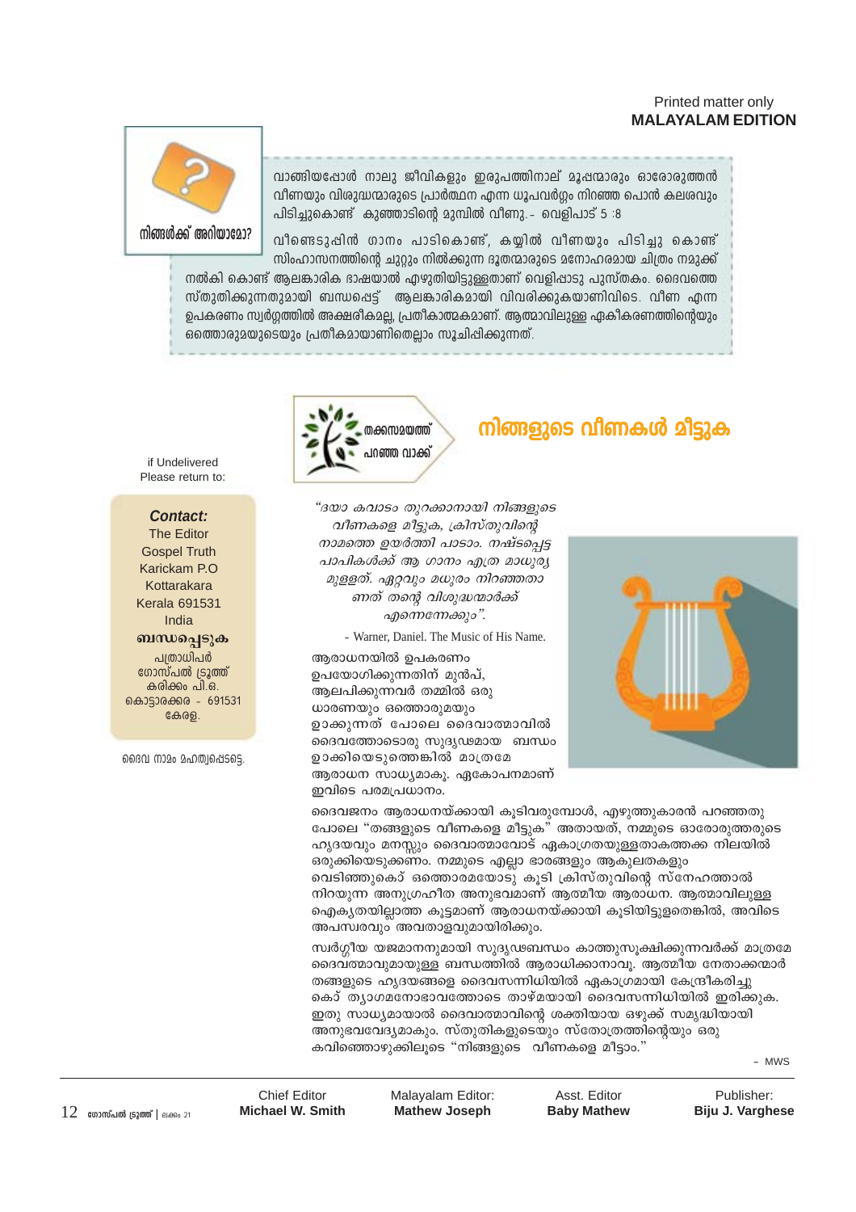Printed matter only
**MALAYALAM EDITION**

**നിങ്ങൾക്ക് അറിയാമോ?**

വാങ്ങിയപ്പോൾ നാലു ജീവികളും ഇരുപത്തിനാല് മൂപ്പന്മാരും ഓരോരുത്തൻ വീണയും വിശുദ്ധന്മാരുടെ പ്രാർത്ഥന എന്ന ധൂപവർഗ്ഗം നിറഞ്ഞ പൊൻ കലശവും പിടിച്ചുകൊണ്ട് കുഞ്ഞാടിന്റെ മുമ്പിൽ വീണു.- വെളിപാട് 5 :8

വീണെടുപ്പിൻ ഗാനം പാടികൊണ്ട്, കയ്യിൽ വീണയും പിടിച്ചു കൊണ്ട് സിംഹാസനത്തിന്റെ ചുറ്റും നിൽക്കുന്ന ദൂതന്മാരുടെ മനോഹരമായ ചിത്രം നമുക്ക് നൽകി കൊണ്ട് ആലങ്കാരിക ഭാഷയാൽ എഴുതിയിട്ടുള്ളതാണ് വെളിപ്പാടു പുസ്തകം. ദൈവത്തെ സ്തുതിക്കുന്നതുമായി ബന്ധപ്പെട്ട് ആലങ്കാരികമായി വിവരിക്കുകയാണിവിടെ. വീണ എന്ന ഉപകരണം സ്വർഗ്ഗത്തിൽ അക്ഷരീകമല്ല, പ്രതീകാത്മകമാണ്. ആത്മാവിലുള്ള ഏകീകരണത്തിന്റെയും ഒത്തൊരുമയുടെയും പ്രതീകമായാണിതെല്ലാം സൂചിപ്പിക്കുന്നത്.

തക്കസമയത്ത് പറഞ്ഞ വാക്ക്

# നിങ്ങളുടെ വീണകൾ മീട്ടുക

*"ദയാ കവാടം തുറക്കാനായി നിങ്ങളുടെ വീണകളെ മീട്ടുക, ക്രിസ്തുവിന്റെ നാമത്തെ ഉയർത്തി പാടാം. നഷ്ടപ്പെട്ട പാപികൾക്ക് ആ ഗാനം എത്ര മാധുര്യ മുള്ളത്. ഏറ്റവും മധുരം നിറഞ്ഞതാ ണത് തന്റെ വിശുദ്ധന്മാർക്ക് എന്നെന്നേക്കും".*

- Warner, Daniel. The Music of His Name.

ആരാധനയിൽ ഉപകരണം ഉപയോഗിക്കുന്നതിന് മുൻപ്, ആലപിക്കുന്നവർ തമ്മിൽ ഒരു ധാരണയും ഒത്തൊരുമയും ഉാക്കുന്നത് പോലെ ദൈവാത്മാവിൽ ദൈവത്തോടൊരു സുദൃഢമായ ബന്ധം ഉാക്കിയെടുത്തെങ്കിൽ മാത്രമേ ആരാധന സാധ്യമാകൂ. ഏകോപനമാണ് ഇവിടെ പരമപ്രധാനം.

ദൈവജനം ആരാധനയ്ക്കായി കൂടിവരുമ്പോൾ, എഴുത്തുകാരൻ പറഞ്ഞതു പോലെ "തങ്ങളുടെ വീണകളെ മീട്ടുക" അതായത്, നമ്മുടെ ഓരോരുത്തരുടെ ഹൃദയവും മനസ്സും ദൈവാത്മാവോട് ഏകാഗ്രതയുള്ളതാകത്തക്ക നിലയിൽ ഒരുക്കിയെടുക്കണം. നമ്മുടെ എല്ലാ ഭാരങ്ങളും ആകുലതകളും വെടിഞ്ഞുകൊ് ഒത്തൊരമയോടു കൂടി ക്രിസ്തുവിന്റെ സ്നേഹത്താൽ നിറയുന്ന അനുഗ്രഹീത അനുഭവമാണ് ആത്മീയ ആരാധന. ആത്മാവിലുള്ള ഐക്യതയില്ലാത്ത കൂട്ടമാണ് ആരാധനയ്ക്കായി കൂടിയിട്ടുള്ളതെങ്കിൽ, അവിടെ അപസ്വരവും അവതാളവുമായിരിക്കും.

സ്വർഗ്ഗീയ യജമാനനുമായി സുദൃഢബന്ധം കാത്തുസൂക്ഷിക്കുന്നവർക്ക് മാത്രമേ ദൈവാത്മാവുമായുള്ള ബന്ധത്തിൽ ആരാധിക്കാനാവൂ. ആത്മീയ നേതാക്കന്മാർ തങ്ങളുടെ ഹൃദയങ്ങളെ ദൈവസന്നിധിയിൽ ഏകാഗ്രമായി കേന്ദ്രീകരിച്ചു കൊ് ത്യാഗമനോഭാവത്തോടെ താഴ്മയായി ദൈവസന്നിധിയിൽ ഇരിക്കുക. ഇതു സാധ്യമായാൽ ദൈവാത്മാവിന്റെ ശക്തിയായ ഒഴുക്ക് സമൃദ്ധിയായി അനുഭവവേദ്യമാകും. സ്തുതികളുടെയും സ്തോത്രത്തിന്റെയും ഒരു കവിഞ്ഞൊഴുക്കിലൂടെ "നിങ്ങളുടെ വീണകളെ മീട്ടാം."

– MWS

if Undelivered
Please return to:

**Contact:**
The Editor
Gospel Truth
Karickam P.O
Kottarakara
Kerala 691531
India

**ബന്ധപ്പെടുക**
പത്രാധിപർ
ഗോസ്പൽ ട്രൂത്ത്
കരിക്കം പി.ഒ.
കൊട്ടാരക്കര - 691531
കേരള.

ദൈവ നാമം മഹത്വപ്പെടട്ടെ.

Chief Editor
**Michael W. Smith**

Malayalam Editor:
**Mathew Joseph**

Asst. Editor
**Baby Mathew**

Publisher:
**Biju J. Varghese**